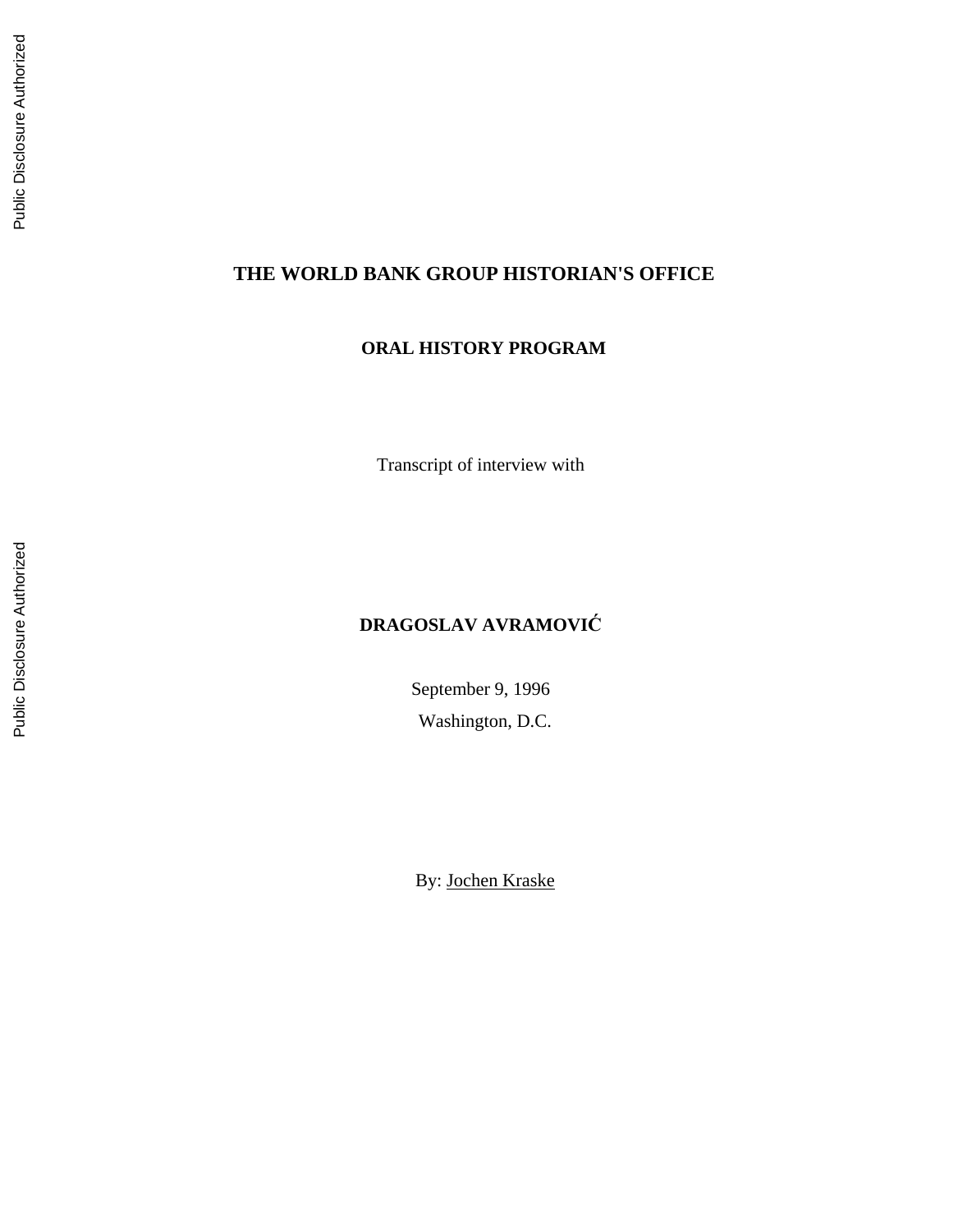# THE WORLD BANK GROUP HISTORIAN'S OFFICE

## ORAL HISTORY PROGRAM

Transcript of interview with

## DRAGOSLAV AVRAMOVIĆ

September 9, 1996

Washington, D.C.

By: Jochen Kraske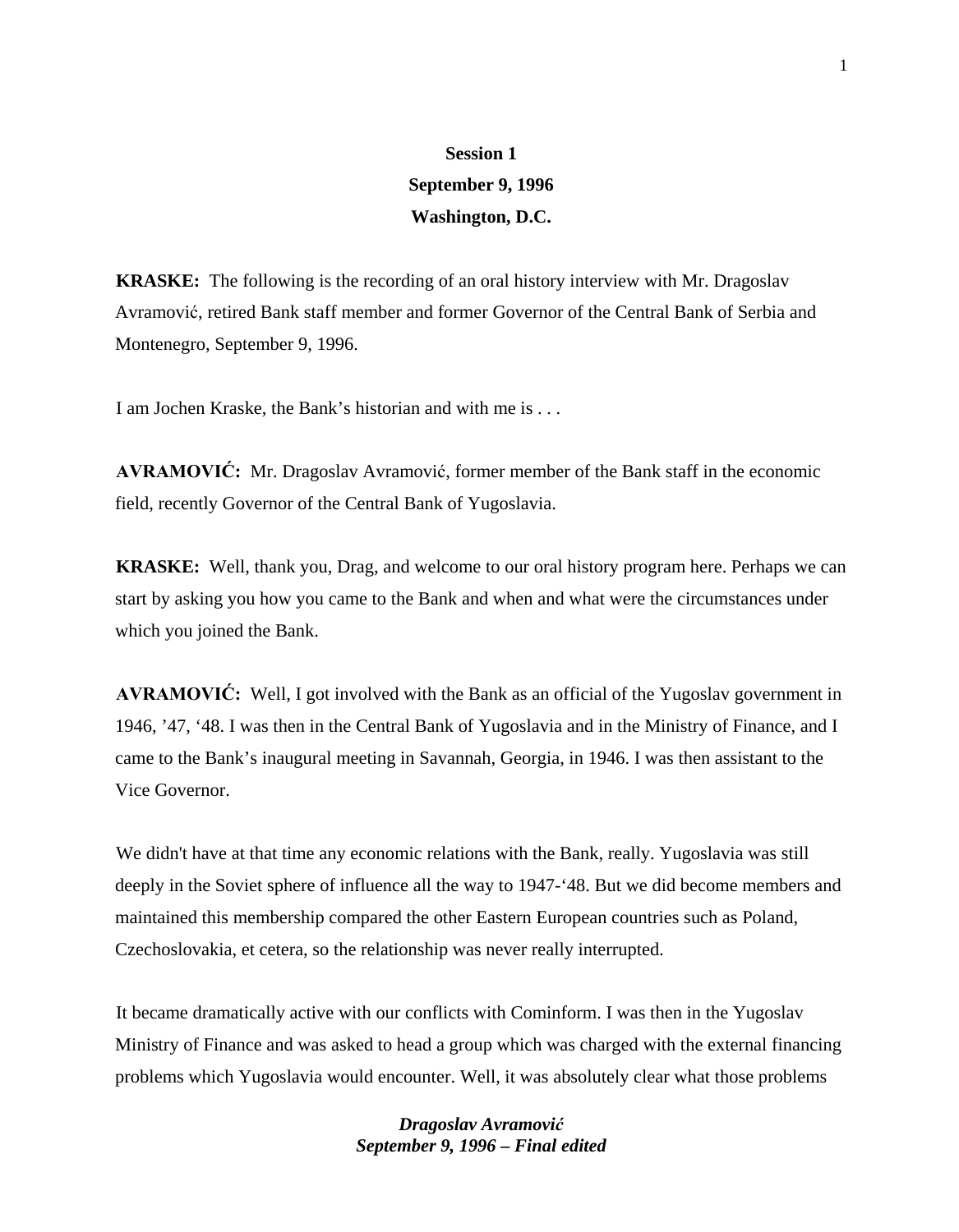**Session 1**
**September 9, 1996**
**Washington, D.C.**

**KRASKE:** The following is the recording of an oral history interview with Mr. Dragoslav Avramović, retired Bank staff member and former Governor of the Central Bank of Serbia and Montenegro, September 9, 1996.

I am Jochen Kraske, the Bank's historian and with me is . . .

**AVRAMOVIĆ:** Mr. Dragoslav Avramović, former member of the Bank staff in the economic field, recently Governor of the Central Bank of Yugoslavia.

**KRASKE:** Well, thank you, Drag, and welcome to our oral history program here. Perhaps we can start by asking you how you came to the Bank and when and what were the circumstances under which you joined the Bank.

**AVRAMOVIĆ:** Well, I got involved with the Bank as an official of the Yugoslav government in 1946, '47, '48. I was then in the Central Bank of Yugoslavia and in the Ministry of Finance, and I came to the Bank's inaugural meeting in Savannah, Georgia, in 1946. I was then assistant to the Vice Governor.

We didn't have at that time any economic relations with the Bank, really. Yugoslavia was still deeply in the Soviet sphere of influence all the way to 1947-'48. But we did become members and maintained this membership compared the other Eastern European countries such as Poland, Czechoslovakia, et cetera, so the relationship was never really interrupted.

It became dramatically active with our conflicts with Cominform. I was then in the Yugoslav Ministry of Finance and was asked to head a group which was charged with the external financing problems which Yugoslavia would encounter. Well, it was absolutely clear what those problems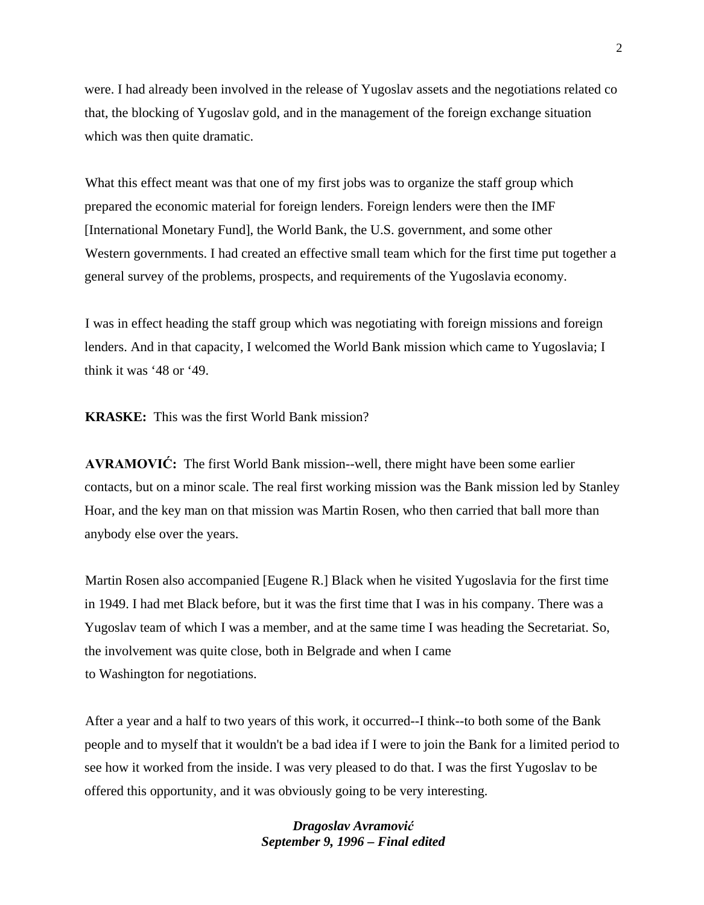were. I had already been involved in the release of Yugoslav assets and the negotiations related co that, the blocking of Yugoslav gold, and in the management of the foreign exchange situation which was then quite dramatic.

What this effect meant was that one of my first jobs was to organize the staff group which prepared the economic material for foreign lenders. Foreign lenders were then the IMF [International Monetary Fund], the World Bank, the U.S. government, and some other Western governments. I had created an effective small team which for the first time put together a general survey of the problems, prospects, and requirements of the Yugoslavia economy.

I was in effect heading the staff group which was negotiating with foreign missions and foreign lenders. And in that capacity, I welcomed the World Bank mission which came to Yugoslavia; I think it was ‘48 or ‘49.

**KRASKE:** This was the first World Bank mission?

**AVRAMOVIĆ:** The first World Bank mission--well, there might have been some earlier contacts, but on a minor scale. The real first working mission was the Bank mission led by Stanley Hoar, and the key man on that mission was Martin Rosen, who then carried that ball more than anybody else over the years.

Martin Rosen also accompanied [Eugene R.] Black when he visited Yugoslavia for the first time in 1949. I had met Black before, but it was the first time that I was in his company. There was a Yugoslav team of which I was a member, and at the same time I was heading the Secretariat. So, the involvement was quite close, both in Belgrade and when I came to Washington for negotiations.

After a year and a half to two years of this work, it occurred--I think--to both some of the Bank people and to myself that it wouldn't be a bad idea if I were to join the Bank for a limited period to see how it worked from the inside. I was very pleased to do that. I was the first Yugoslav to be offered this opportunity, and it was obviously going to be very interesting.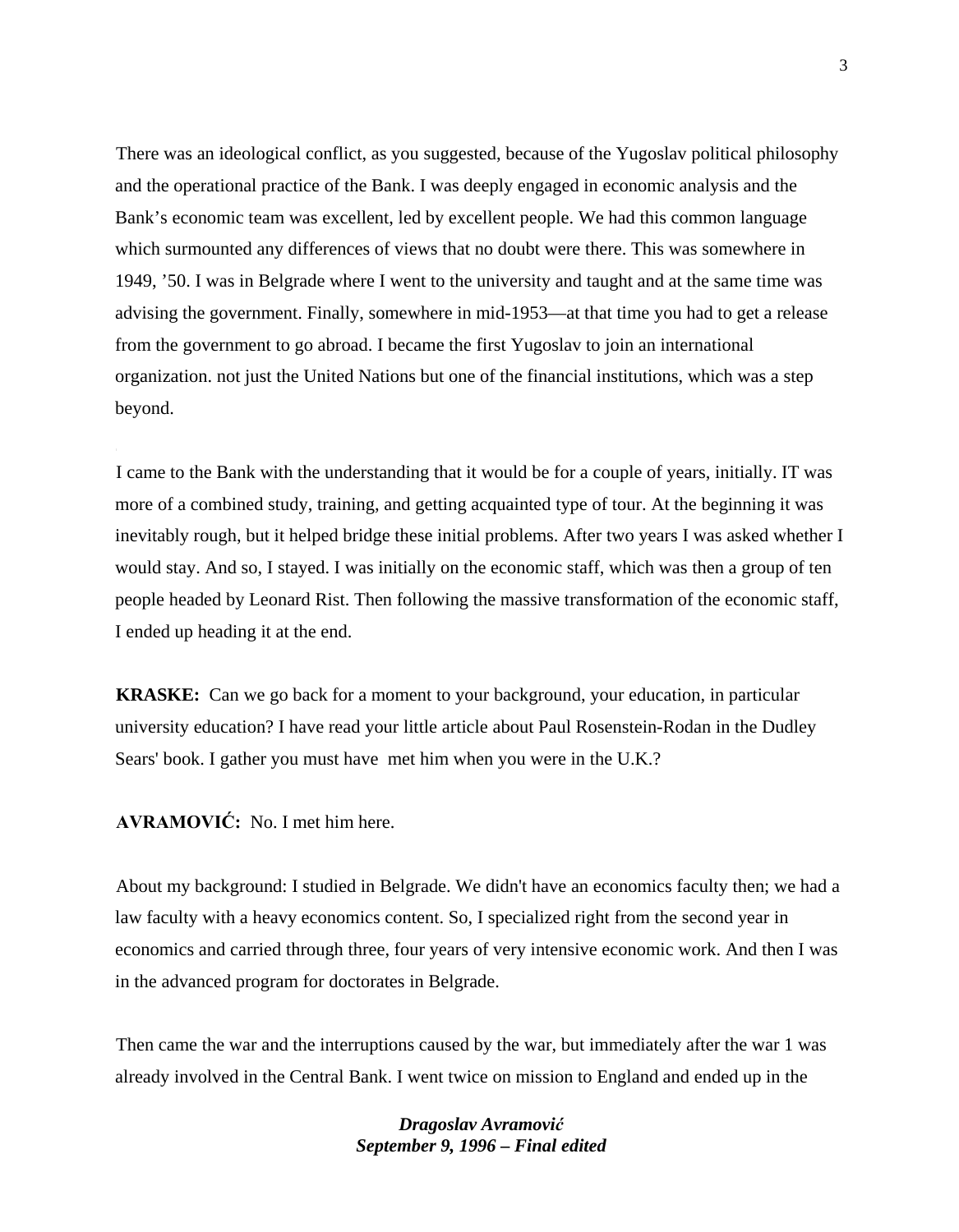There was an ideological conflict, as you suggested, because of the Yugoslav political philosophy and the operational practice of the Bank. I was deeply engaged in economic analysis and the Bank's economic team was excellent, led by excellent people. We had this common language which surmounted any differences of views that no doubt were there. This was somewhere in 1949, '50. I was in Belgrade where I went to the university and taught and at the same time was advising the government. Finally, somewhere in mid-1953—at that time you had to get a release from the government to go abroad. I became the first Yugoslav to join an international organization. not just the United Nations but one of the financial institutions, which was a step beyond.

I came to the Bank with the understanding that it would be for a couple of years, initially. IT was more of a combined study, training, and getting acquainted type of tour. At the beginning it was inevitably rough, but it helped bridge these initial problems. After two years I was asked whether I would stay. And so, I stayed. I was initially on the economic staff, which was then a group of ten people headed by Leonard Rist. Then following the massive transformation of the economic staff, I ended up heading it at the end.

**KRASKE:** Can we go back for a moment to your background, your education, in particular university education? I have read your little article about Paul Rosenstein-Rodan in the Dudley Sears' book. I gather you must have met him when you were in the U.K.?

**AVRAMOVIĆ:** No. I met him here.

About my background: I studied in Belgrade. We didn't have an economics faculty then; we had a law faculty with a heavy economics content. So, I specialized right from the second year in economics and carried through three, four years of very intensive economic work. And then I was in the advanced program for doctorates in Belgrade.

Then came the war and the interruptions caused by the war, but immediately after the war 1 was already involved in the Central Bank. I went twice on mission to England and ended up in the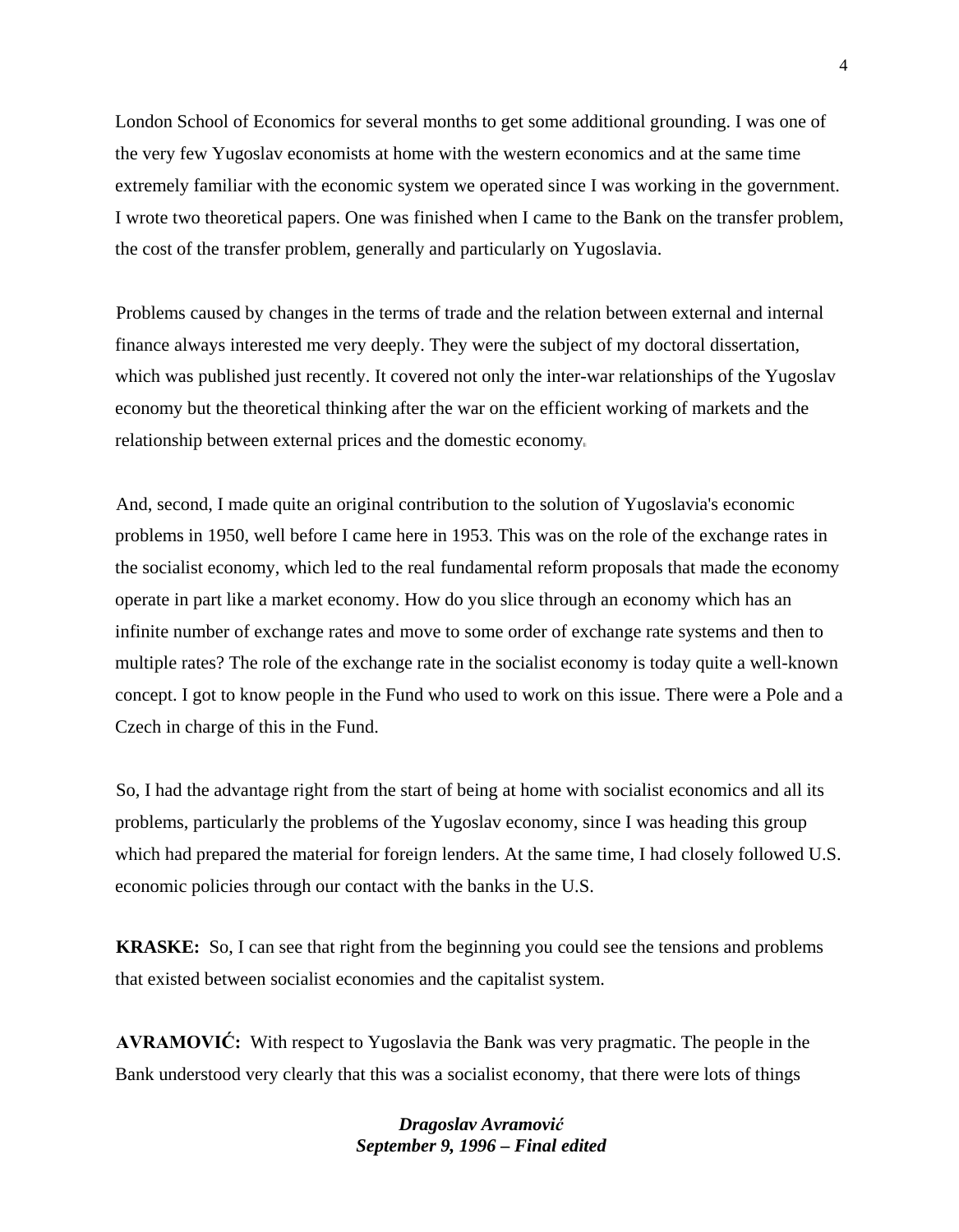London School of Economics for several months to get some additional grounding. I was one of the very few Yugoslav economists at home with the western economics and at the same time extremely familiar with the economic system we operated since I was working in the government. I wrote two theoretical papers. One was finished when I came to the Bank on the transfer problem, the cost of the transfer problem, generally and particularly on Yugoslavia.

Problems caused by changes in the terms of trade and the relation between external and internal finance always interested me very deeply. They were the subject of my doctoral dissertation, which was published just recently. It covered not only the inter-war relationships of the Yugoslav economy but the theoretical thinking after the war on the efficient working of markets and the relationship between external prices and the domestic economy.

And, second, I made quite an original contribution to the solution of Yugoslavia's economic problems in 1950, well before I came here in 1953. This was on the role of the exchange rates in the socialist economy, which led to the real fundamental reform proposals that made the economy operate in part like a market economy. How do you slice through an economy which has an infinite number of exchange rates and move to some order of exchange rate systems and then to multiple rates? The role of the exchange rate in the socialist economy is today quite a well-known concept. I got to know people in the Fund who used to work on this issue. There were a Pole and a Czech in charge of this in the Fund.

So, I had the advantage right from the start of being at home with socialist economics and all its problems, particularly the problems of the Yugoslav economy, since I was heading this group which had prepared the material for foreign lenders. At the same time, I had closely followed U.S. economic policies through our contact with the banks in the U.S.

**KRASKE:** So, I can see that right from the beginning you could see the tensions and problems that existed between socialist economies and the capitalist system.

**AVRAMOVIĆ:** With respect to Yugoslavia the Bank was very pragmatic. The people in the Bank understood very clearly that this was a socialist economy, that there were lots of things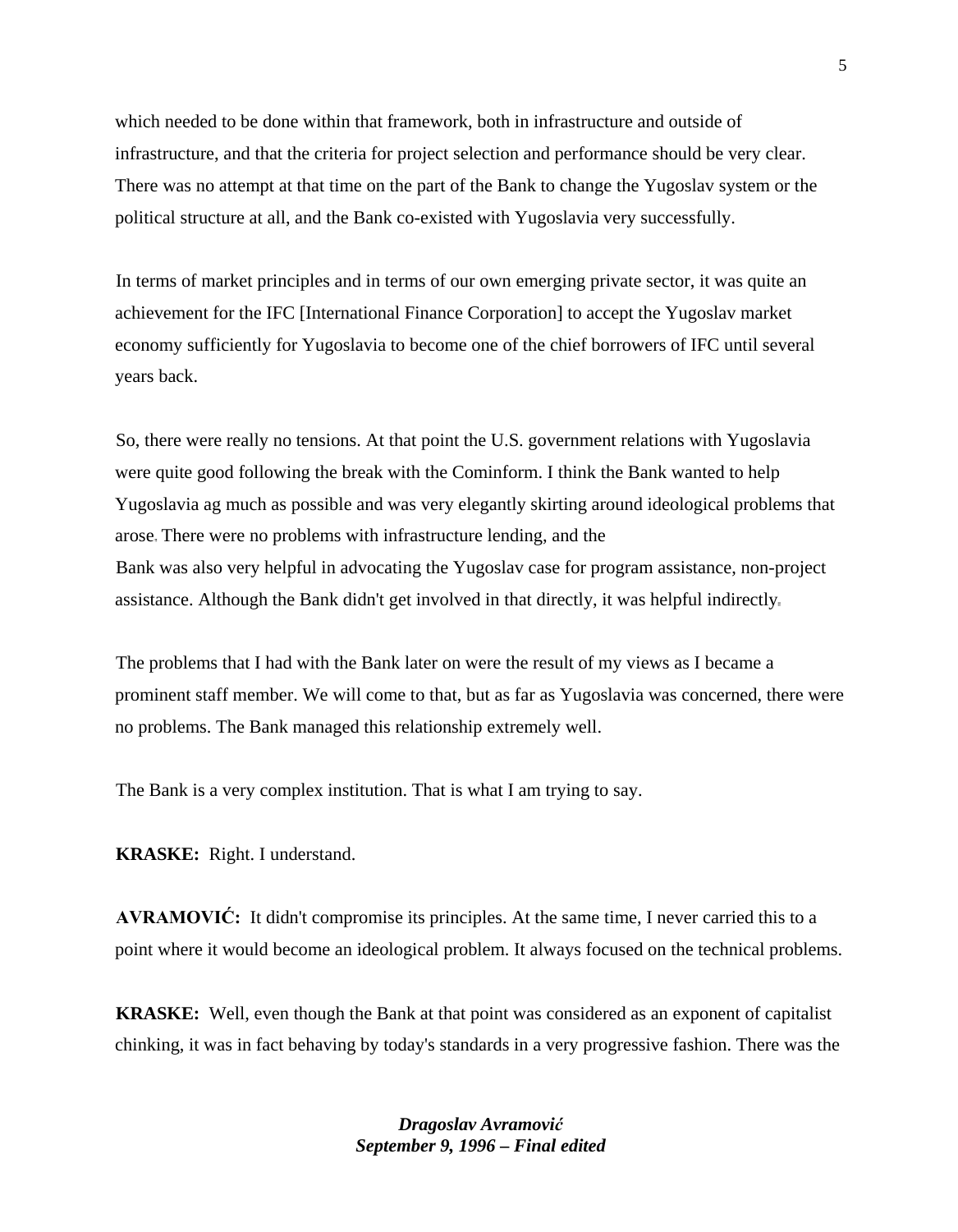which needed to be done within that framework, both in infrastructure and outside of infrastructure, and that the criteria for project selection and performance should be very clear. There was no attempt at that time on the part of the Bank to change the Yugoslav system or the political structure at all, and the Bank co-existed with Yugoslavia very successfully.

In terms of market principles and in terms of our own emerging private sector, it was quite an achievement for the IFC [International Finance Corporation] to accept the Yugoslav market economy sufficiently for Yugoslavia to become one of the chief borrowers of IFC until several years back.

So, there were really no tensions. At that point the U.S. government relations with Yugoslavia were quite good following the break with the Cominform. I think the Bank wanted to help Yugoslavia ag much as possible and was very elegantly skirting around ideological problems that arose. There were no problems with infrastructure lending, and the Bank was also very helpful in advocating the Yugoslav case for program assistance, non-project assistance. Although the Bank didn't get involved in that directly, it was helpful indirectly.

The problems that I had with the Bank later on were the result of my views as I became a prominent staff member. We will come to that, but as far as Yugoslavia was concerned, there were no problems. The Bank managed this relationship extremely well.

The Bank is a very complex institution. That is what I am trying to say.

**KRASKE:** Right. I understand.

**AVRAMOVIĆ:** It didn't compromise its principles. At the same time, I never carried this to a point where it would become an ideological problem. It always focused on the technical problems.

**KRASKE:** Well, even though the Bank at that point was considered as an exponent of capitalist chinking, it was in fact behaving by today's standards in a very progressive fashion. There was the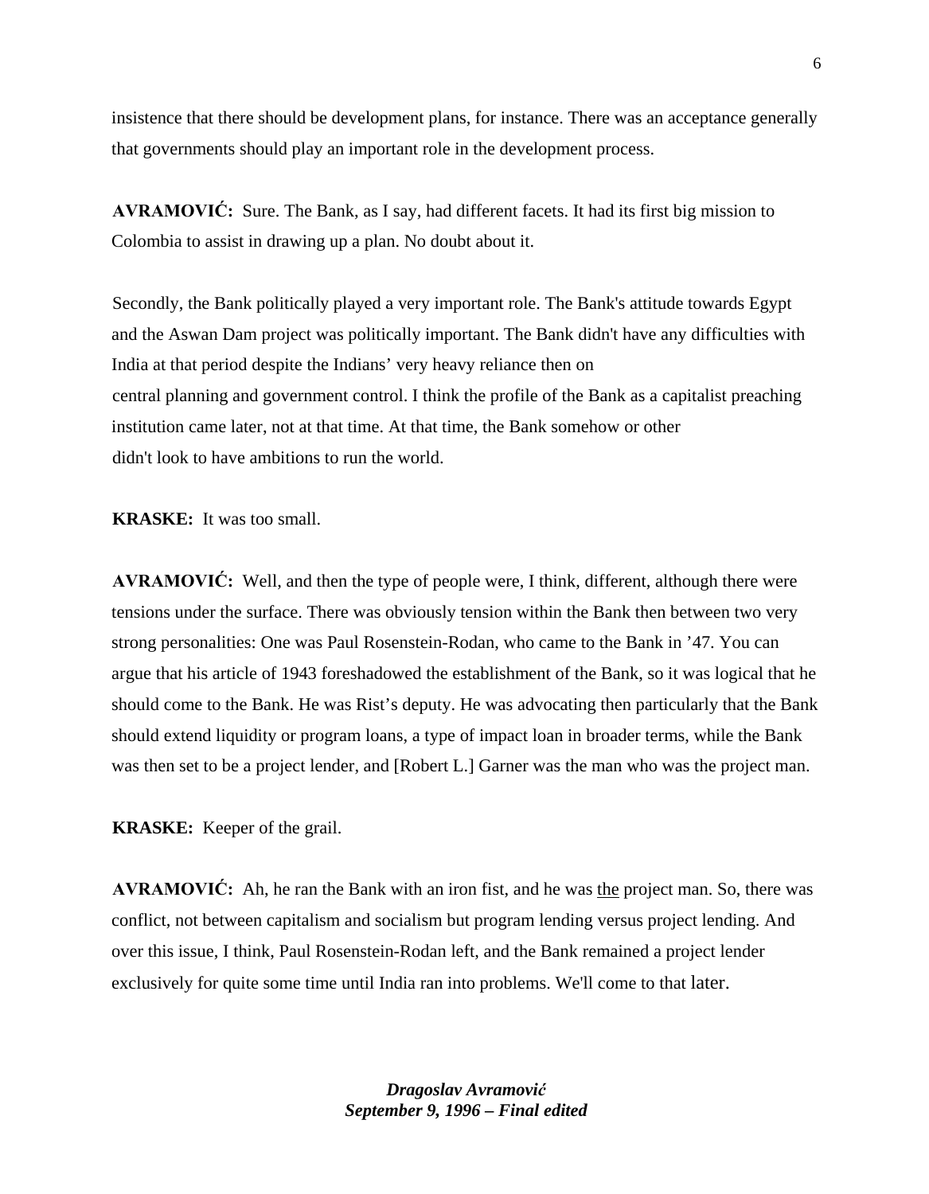insistence that there should be development plans, for instance. There was an acceptance generally that governments should play an important role in the development process.

**AVRAMOVIĆ:** Sure. The Bank, as I say, had different facets. It had its first big mission to Colombia to assist in drawing up a plan. No doubt about it.

Secondly, the Bank politically played a very important role. The Bank's attitude towards Egypt and the Aswan Dam project was politically important. The Bank didn't have any difficulties with India at that period despite the Indians' very heavy reliance then on central planning and government control. I think the profile of the Bank as a capitalist preaching institution came later, not at that time. At that time, the Bank somehow or other didn't look to have ambitions to run the world.

**KRASKE:** It was too small.

**AVRAMOVIĆ:** Well, and then the type of people were, I think, different, although there were tensions under the surface. There was obviously tension within the Bank then between two very strong personalities: One was Paul Rosenstein-Rodan, who came to the Bank in '47. You can argue that his article of 1943 foreshadowed the establishment of the Bank, so it was logical that he should come to the Bank. He was Rist's deputy. He was advocating then particularly that the Bank should extend liquidity or program loans, a type of impact loan in broader terms, while the Bank was then set to be a project lender, and [Robert L.] Garner was the man who was the project man.

**KRASKE:** Keeper of the grail.

**AVRAMOVIĆ:** Ah, he ran the Bank with an iron fist, and he was <u>the</u> project man. So, there was conflict, not between capitalism and socialism but program lending versus project lending. And over this issue, I think, Paul Rosenstein-Rodan left, and the Bank remained a project lender exclusively for quite some time until India ran into problems. We'll come to that later.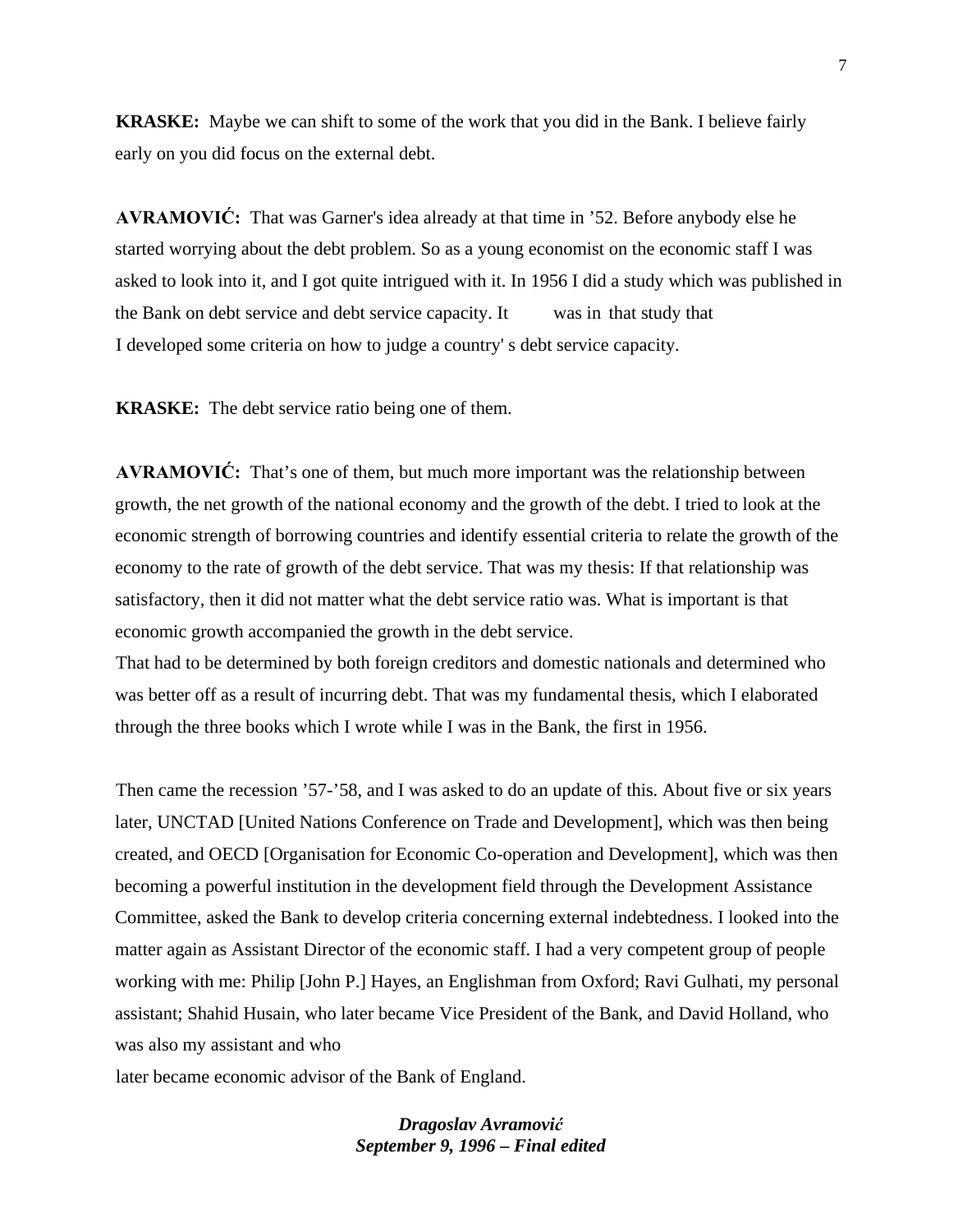**KRASKE:** Maybe we can shift to some of the work that you did in the Bank. I believe fairly early on you did focus on the external debt.

**AVRAMOVIĆ:** That was Garner's idea already at that time in ’52. Before anybody else he started worrying about the debt problem. So as a young economist on the economic staff I was asked to look into it, and I got quite intrigued with it. In 1956 I did a study which was published in the Bank on debt service and debt service capacity. It was in that study that I developed some criteria on how to judge a country' s debt service capacity.

**KRASKE:** The debt service ratio being one of them.

**AVRAMOVIĆ:** That’s one of them, but much more important was the relationship between growth, the net growth of the national economy and the growth of the debt. I tried to look at the economic strength of borrowing countries and identify essential criteria to relate the growth of the economy to the rate of growth of the debt service. That was my thesis: If that relationship was satisfactory, then it did not matter what the debt service ratio was. What is important is that economic growth accompanied the growth in the debt service.

That had to be determined by both foreign creditors and domestic nationals and determined who was better off as a result of incurring debt. That was my fundamental thesis, which I elaborated through the three books which I wrote while I was in the Bank, the first in 1956.

Then came the recession ’57-’58, and I was asked to do an update of this. About five or six years later, UNCTAD [United Nations Conference on Trade and Development], which was then being created, and OECD [Organisation for Economic Co-operation and Development], which was then becoming a powerful institution in the development field through the Development Assistance Committee, asked the Bank to develop criteria concerning external indebtedness. I looked into the matter again as Assistant Director of the economic staff. I had a very competent group of people working with me: Philip [John P.] Hayes, an Englishman from Oxford; Ravi Gulhati, my personal assistant; Shahid Husain, who later became Vice President of the Bank, and David Holland, who was also my assistant and who later became economic advisor of the Bank of England.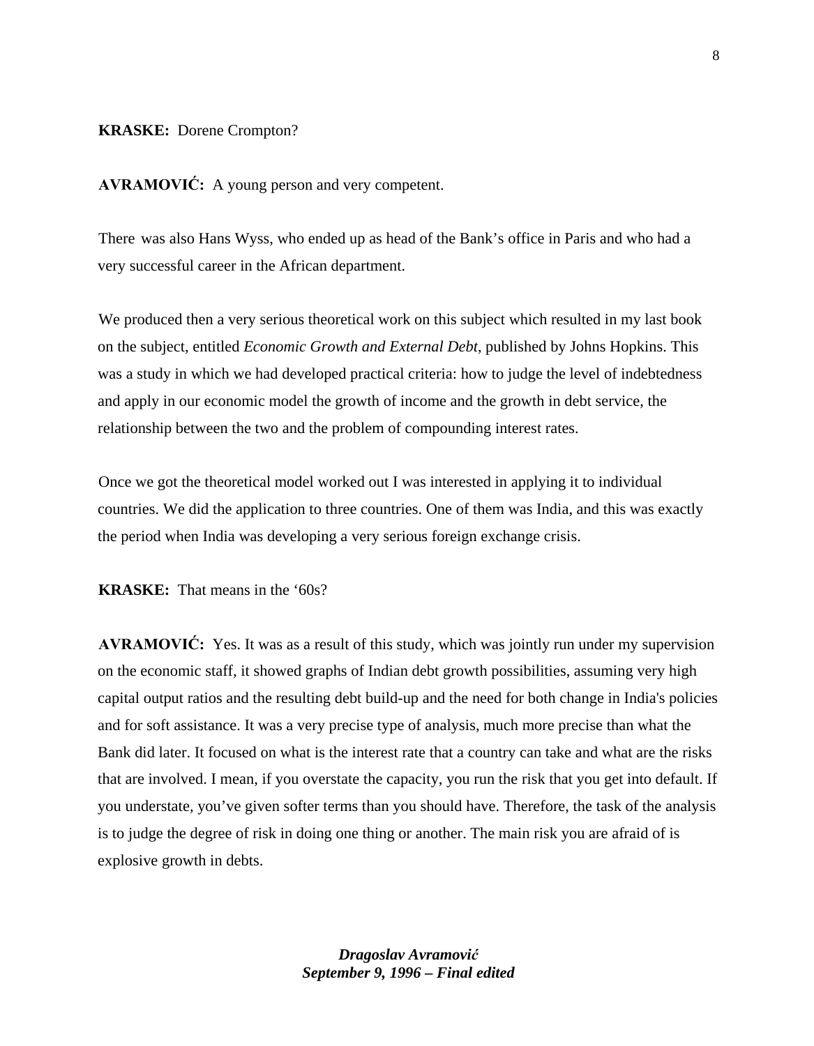**KRASKE:** Dorene Crompton?

**AVRAMOVIĆ:** A young person and very competent.

There was also Hans Wyss, who ended up as head of the Bank's office in Paris and who had a very successful career in the African department.

We produced then a very serious theoretical work on this subject which resulted in my last book on the subject, entitled *Economic Growth and External Debt*, published by Johns Hopkins. This was a study in which we had developed practical criteria: how to judge the level of indebtedness and apply in our economic model the growth of income and the growth in debt service, the relationship between the two and the problem of compounding interest rates.

Once we got the theoretical model worked out I was interested in applying it to individual countries. We did the application to three countries. One of them was India, and this was exactly the period when India was developing a very serious foreign exchange crisis.

**KRASKE:** That means in the '60s?

**AVRAMOVIĆ:** Yes. It was as a result of this study, which was jointly run under my supervision on the economic staff, it showed graphs of Indian debt growth possibilities, assuming very high capital output ratios and the resulting debt build-up and the need for both change in India's policies and for soft assistance. It was a very precise type of analysis, much more precise than what the Bank did later. It focused on what is the interest rate that a country can take and what are the risks that are involved. I mean, if you overstate the capacity, you run the risk that you get into default. If you understate, you've given softer terms than you should have. Therefore, the task of the analysis is to judge the degree of risk in doing one thing or another. The main risk you are afraid of is explosive growth in debts.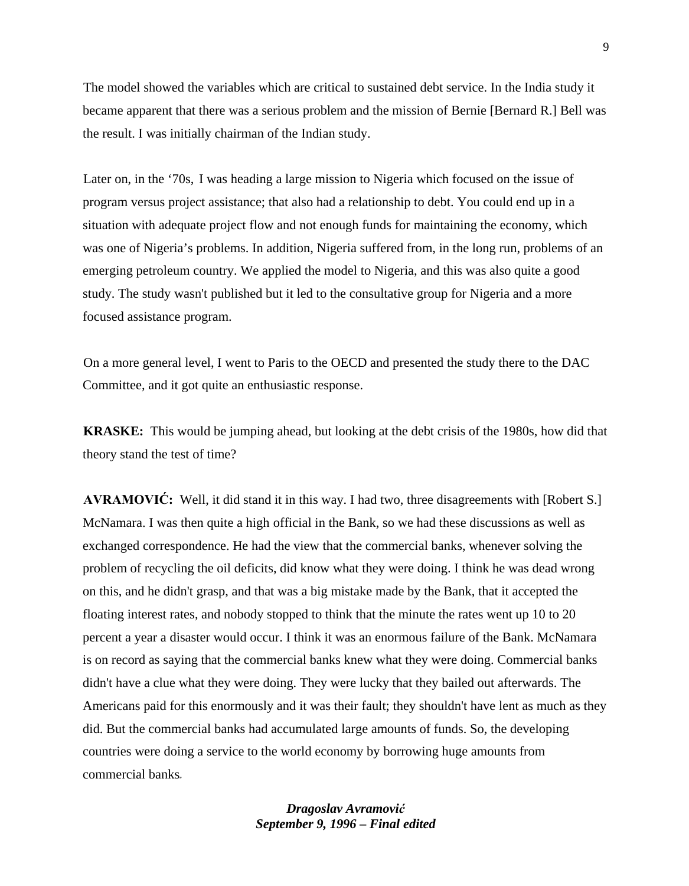The model showed the variables which are critical to sustained debt service. In the India study it became apparent that there was a serious problem and the mission of Bernie [Bernard R.] Bell was the result. I was initially chairman of the Indian study.

Later on, in the '70s, I was heading a large mission to Nigeria which focused on the issue of program versus project assistance; that also had a relationship to debt. You could end up in a situation with adequate project flow and not enough funds for maintaining the economy, which was one of Nigeria's problems. In addition, Nigeria suffered from, in the long run, problems of an emerging petroleum country. We applied the model to Nigeria, and this was also quite a good study. The study wasn't published but it led to the consultative group for Nigeria and a more focused assistance program.

On a more general level, I went to Paris to the OECD and presented the study there to the DAC Committee, and it got quite an enthusiastic response.

**KRASKE:** This would be jumping ahead, but looking at the debt crisis of the 1980s, how did that theory stand the test of time?

**AVRAMOVIĆ:** Well, it did stand it in this way. I had two, three disagreements with [Robert S.] McNamara. I was then quite a high official in the Bank, so we had these discussions as well as exchanged correspondence. He had the view that the commercial banks, whenever solving the problem of recycling the oil deficits, did know what they were doing. I think he was dead wrong on this, and he didn't grasp, and that was a big mistake made by the Bank, that it accepted the floating interest rates, and nobody stopped to think that the minute the rates went up 10 to 20 percent a year a disaster would occur. I think it was an enormous failure of the Bank. McNamara is on record as saying that the commercial banks knew what they were doing. Commercial banks didn't have a clue what they were doing. They were lucky that they bailed out afterwards. The Americans paid for this enormously and it was their fault; they shouldn't have lent as much as they did. But the commercial banks had accumulated large amounts of funds. So, the developing countries were doing a service to the world economy by borrowing huge amounts from commercial banks.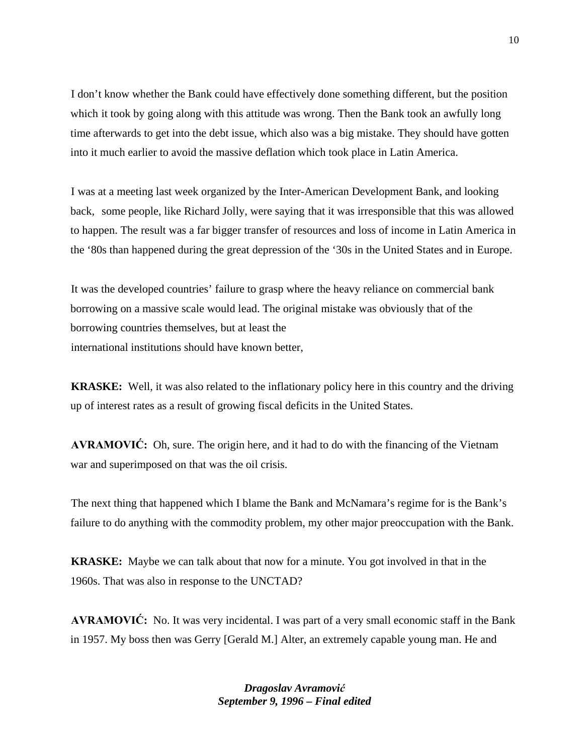I don't know whether the Bank could have effectively done something different, but the position which it took by going along with this attitude was wrong. Then the Bank took an awfully long time afterwards to get into the debt issue, which also was a big mistake. They should have gotten into it much earlier to avoid the massive deflation which took place in Latin America.

I was at a meeting last week organized by the Inter-American Development Bank, and looking back, some people, like Richard Jolly, were saying that it was irresponsible that this was allowed to happen. The result was a far bigger transfer of resources and loss of income in Latin America in the '80s than happened during the great depression of the '30s in the United States and in Europe.

It was the developed countries' failure to grasp where the heavy reliance on commercial bank borrowing on a massive scale would lead. The original mistake was obviously that of the borrowing countries themselves, but at least the international institutions should have known better,

**KRASKE:** Well, it was also related to the inflationary policy here in this country and the driving up of interest rates as a result of growing fiscal deficits in the United States.

**AVRAMOVIĆ:** Oh, sure. The origin here, and it had to do with the financing of the Vietnam war and superimposed on that was the oil crisis.

The next thing that happened which I blame the Bank and McNamara's regime for is the Bank's failure to do anything with the commodity problem, my other major preoccupation with the Bank.

**KRASKE:** Maybe we can talk about that now for a minute. You got involved in that in the 1960s. That was also in response to the UNCTAD?

**AVRAMOVIĆ:** No. It was very incidental. I was part of a very small economic staff in the Bank in 1957. My boss then was Gerry [Gerald M.] Alter, an extremely capable young man. He and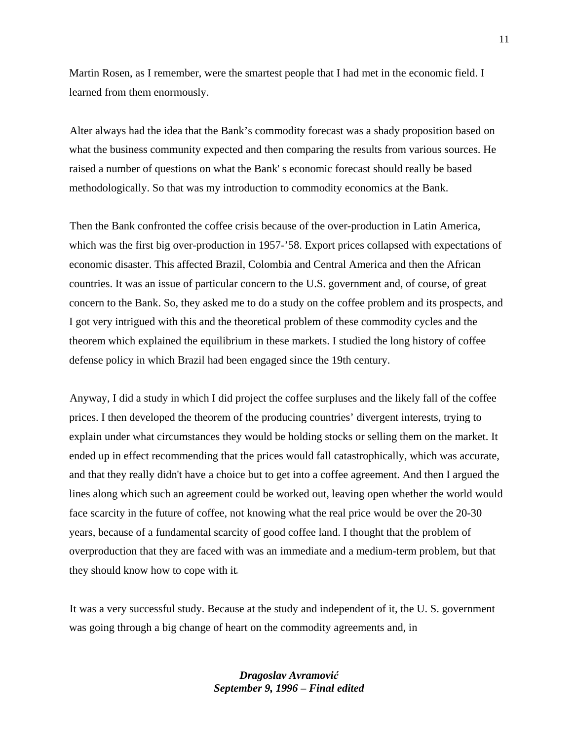Martin Rosen, as I remember, were the smartest people that I had met in the economic field. I learned from them enormously.

Alter always had the idea that the Bank's commodity forecast was a shady proposition based on what the business community expected and then comparing the results from various sources. He raised a number of questions on what the Bank' s economic forecast should really be based methodologically. So that was my introduction to commodity economics at the Bank.

Then the Bank confronted the coffee crisis because of the over-production in Latin America, which was the first big over-production in 1957-'58. Export prices collapsed with expectations of economic disaster. This affected Brazil, Colombia and Central America and then the African countries. It was an issue of particular concern to the U.S. government and, of course, of great concern to the Bank. So, they asked me to do a study on the coffee problem and its prospects, and I got very intrigued with this and the theoretical problem of these commodity cycles and the theorem which explained the equilibrium in these markets. I studied the long history of coffee defense policy in which Brazil had been engaged since the 19th century.

Anyway, I did a study in which I did project the coffee surpluses and the likely fall of the coffee prices. I then developed the theorem of the producing countries' divergent interests, trying to explain under what circumstances they would be holding stocks or selling them on the market. It ended up in effect recommending that the prices would fall catastrophically, which was accurate, and that they really didn't have a choice but to get into a coffee agreement. And then I argued the lines along which such an agreement could be worked out, leaving open whether the world would face scarcity in the future of coffee, not knowing what the real price would be over the 20-30 years, because of a fundamental scarcity of good coffee land. I thought that the problem of overproduction that they are faced with was an immediate and a medium-term problem, but that they should know how to cope with it.

It was a very successful study. Because at the study and independent of it, the U. S. government was going through a big change of heart on the commodity agreements and, in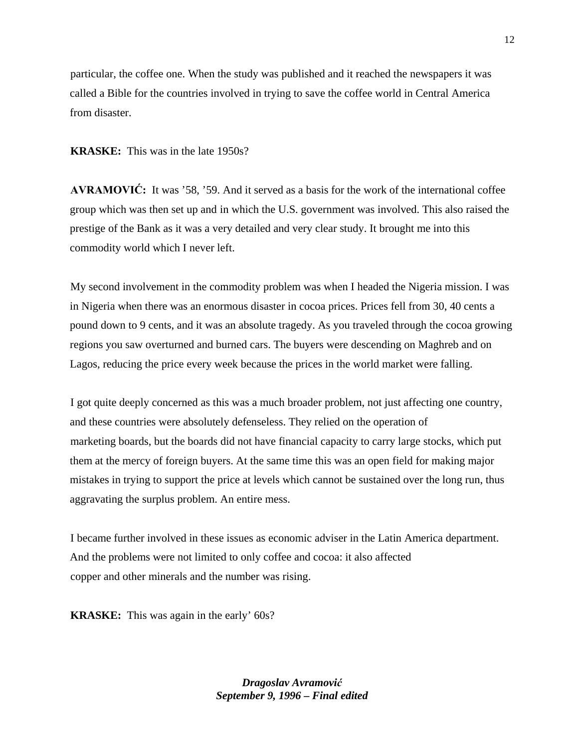particular, the coffee one. When the study was published and it reached the newspapers it was called a Bible for the countries involved in trying to save the coffee world in Central America from disaster.

**KRASKE:** This was in the late 1950s?

**AVRAMOVIĆ:** It was ’58, ’59. And it served as a basis for the work of the international coffee group which was then set up and in which the U.S. government was involved. This also raised the prestige of the Bank as it was a very detailed and very clear study. It brought me into this commodity world which I never left.

My second involvement in the commodity problem was when I headed the Nigeria mission. I was in Nigeria when there was an enormous disaster in cocoa prices. Prices fell from 30, 40 cents a pound down to 9 cents, and it was an absolute tragedy. As you traveled through the cocoa growing regions you saw overturned and burned cars. The buyers were descending on Maghreb and on Lagos, reducing the price every week because the prices in the world market were falling.

I got quite deeply concerned as this was a much broader problem, not just affecting one country, and these countries were absolutely defenseless. They relied on the operation of marketing boards, but the boards did not have financial capacity to carry large stocks, which put them at the mercy of foreign buyers. At the same time this was an open field for making major mistakes in trying to support the price at levels which cannot be sustained over the long run, thus aggravating the surplus problem. An entire mess.

I became further involved in these issues as economic adviser in the Latin America department. And the problems were not limited to only coffee and cocoa: it also affected copper and other minerals and the number was rising.

**KRASKE:** This was again in the early’ 60s?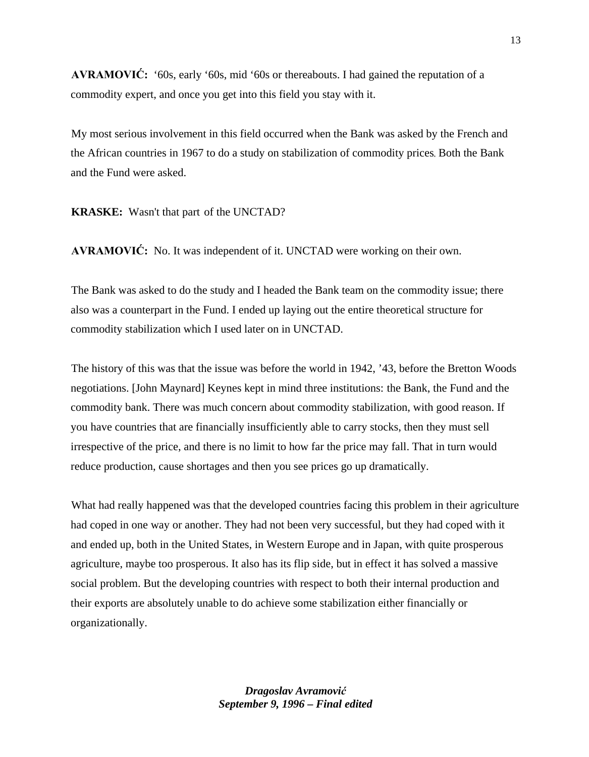**AVRAMOVIĆ:** ‘60s, early ‘60s, mid ‘60s or thereabouts. I had gained the reputation of a commodity expert, and once you get into this field you stay with it.

My most serious involvement in this field occurred when the Bank was asked by the French and the African countries in 1967 to do a study on stabilization of commodity prices. Both the Bank and the Fund were asked.

**KRASKE:** Wasn't that part of the UNCTAD?

**AVRAMOVIĆ:** No. It was independent of it. UNCTAD were working on their own.

The Bank was asked to do the study and I headed the Bank team on the commodity issue; there also was a counterpart in the Fund. I ended up laying out the entire theoretical structure for commodity stabilization which I used later on in UNCTAD.

The history of this was that the issue was before the world in 1942, ’43, before the Bretton Woods negotiations. [John Maynard] Keynes kept in mind three institutions: the Bank, the Fund and the commodity bank. There was much concern about commodity stabilization, with good reason. If you have countries that are financially insufficiently able to carry stocks, then they must sell irrespective of the price, and there is no limit to how far the price may fall. That in turn would reduce production, cause shortages and then you see prices go up dramatically.

What had really happened was that the developed countries facing this problem in their agriculture had coped in one way or another. They had not been very successful, but they had coped with it and ended up, both in the United States, in Western Europe and in Japan, with quite prosperous agriculture, maybe too prosperous. It also has its flip side, but in effect it has solved a massive social problem. But the developing countries with respect to both their internal production and their exports are absolutely unable to do achieve some stabilization either financially or organizationally.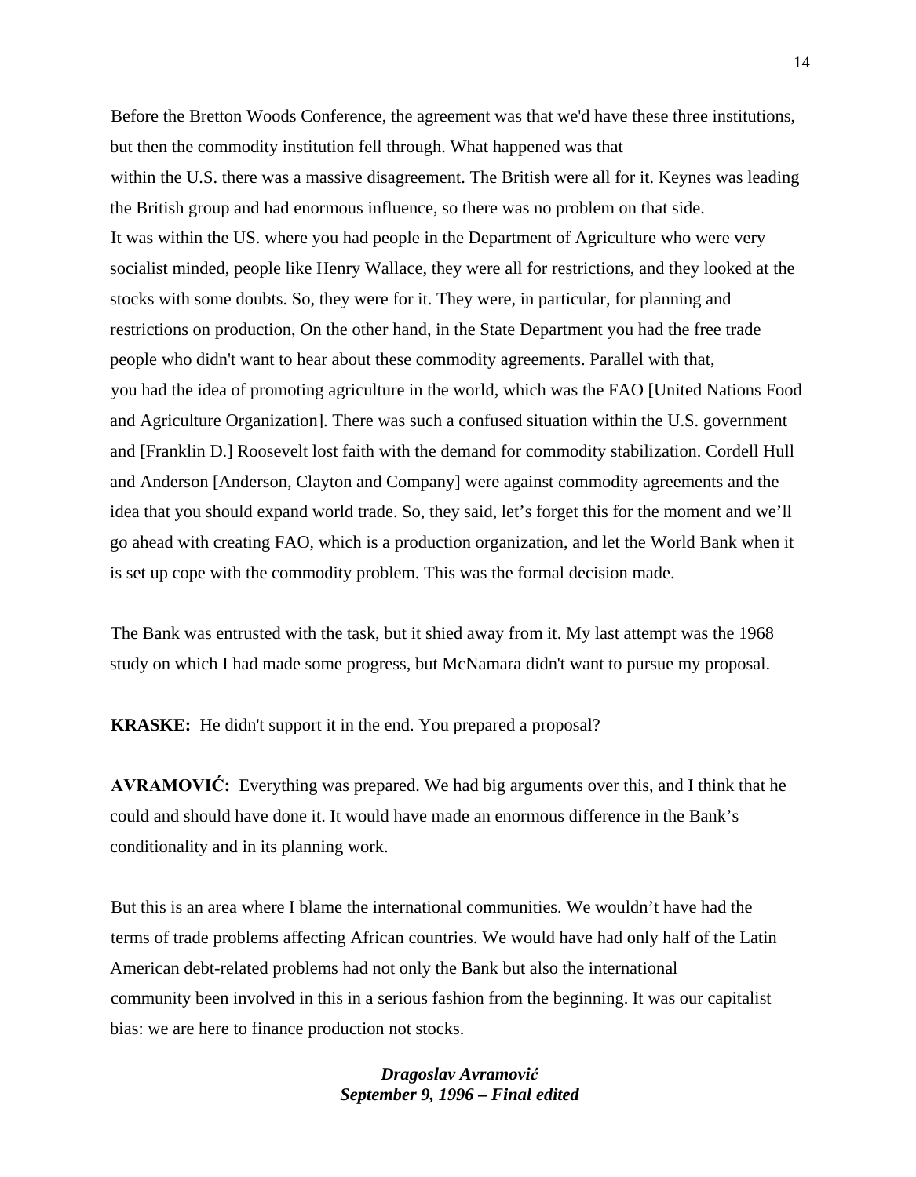Before the Bretton Woods Conference, the agreement was that we'd have these three institutions, but then the commodity institution fell through. What happened was that within the U.S. there was a massive disagreement. The British were all for it. Keynes was leading the British group and had enormous influence, so there was no problem on that side. It was within the US. where you had people in the Department of Agriculture who were very socialist minded, people like Henry Wallace, they were all for restrictions, and they looked at the stocks with some doubts. So, they were for it. They were, in particular, for planning and restrictions on production, On the other hand, in the State Department you had the free trade people who didn't want to hear about these commodity agreements. Parallel with that, you had the idea of promoting agriculture in the world, which was the FAO [United Nations Food and Agriculture Organization]. There was such a confused situation within the U.S. government and [Franklin D.] Roosevelt lost faith with the demand for commodity stabilization. Cordell Hull and Anderson [Anderson, Clayton and Company] were against commodity agreements and the idea that you should expand world trade. So, they said, let's forget this for the moment and we'll go ahead with creating FAO, which is a production organization, and let the World Bank when it is set up cope with the commodity problem. This was the formal decision made.

The Bank was entrusted with the task, but it shied away from it. My last attempt was the 1968 study on which I had made some progress, but McNamara didn't want to pursue my proposal.

**KRASKE:** He didn't support it in the end. You prepared a proposal?

**AVRAMOVIĆ:** Everything was prepared. We had big arguments over this, and I think that he could and should have done it. It would have made an enormous difference in the Bank's conditionality and in its planning work.

But this is an area where I blame the international communities. We wouldn't have had the terms of trade problems affecting African countries. We would have had only half of the Latin American debt-related problems had not only the Bank but also the international community been involved in this in a serious fashion from the beginning. It was our capitalist bias: we are here to finance production not stocks.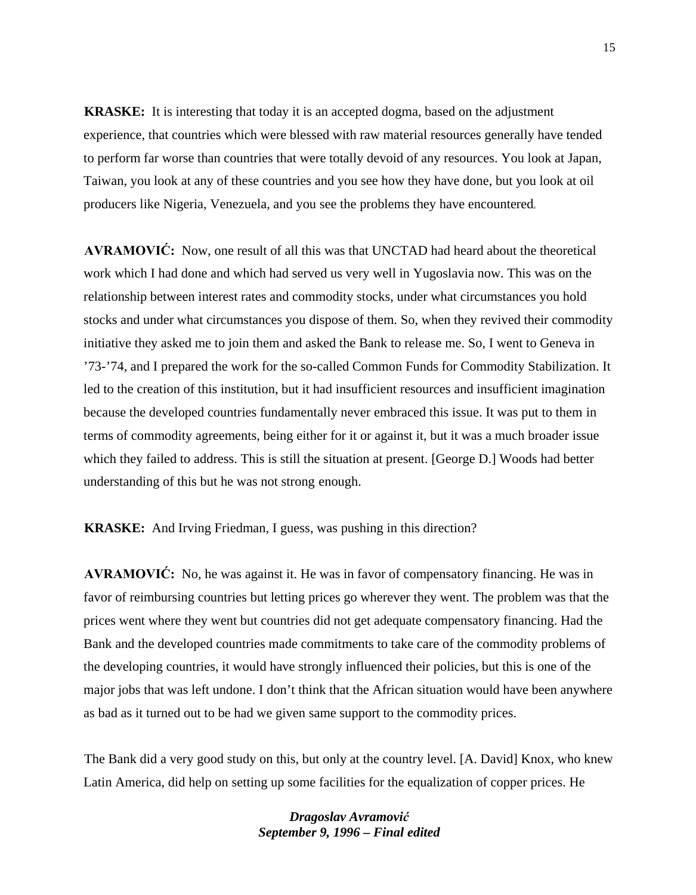**KRASKE:** It is interesting that today it is an accepted dogma, based on the adjustment experience, that countries which were blessed with raw material resources generally have tended to perform far worse than countries that were totally devoid of any resources. You look at Japan, Taiwan, you look at any of these countries and you see how they have done, but you look at oil producers like Nigeria, Venezuela, and you see the problems they have encountered.

**AVRAMOVIĆ:** Now, one result of all this was that UNCTAD had heard about the theoretical work which I had done and which had served us very well in Yugoslavia now. This was on the relationship between interest rates and commodity stocks, under what circumstances you hold stocks and under what circumstances you dispose of them. So, when they revived their commodity initiative they asked me to join them and asked the Bank to release me. So, I went to Geneva in '73-'74, and I prepared the work for the so-called Common Funds for Commodity Stabilization. It led to the creation of this institution, but it had insufficient resources and insufficient imagination because the developed countries fundamentally never embraced this issue. It was put to them in terms of commodity agreements, being either for it or against it, but it was a much broader issue which they failed to address. This is still the situation at present. [George D.] Woods had better understanding of this but he was not strong enough.

**KRASKE:** And Irving Friedman, I guess, was pushing in this direction?

**AVRAMOVIĆ:** No, he was against it. He was in favor of compensatory financing. He was in favor of reimbursing countries but letting prices go wherever they went. The problem was that the prices went where they went but countries did not get adequate compensatory financing. Had the Bank and the developed countries made commitments to take care of the commodity problems of the developing countries, it would have strongly influenced their policies, but this is one of the major jobs that was left undone. I don't think that the African situation would have been anywhere as bad as it turned out to be had we given same support to the commodity prices.

The Bank did a very good study on this, but only at the country level. [A. David] Knox, who knew Latin America, did help on setting up some facilities for the equalization of copper prices. He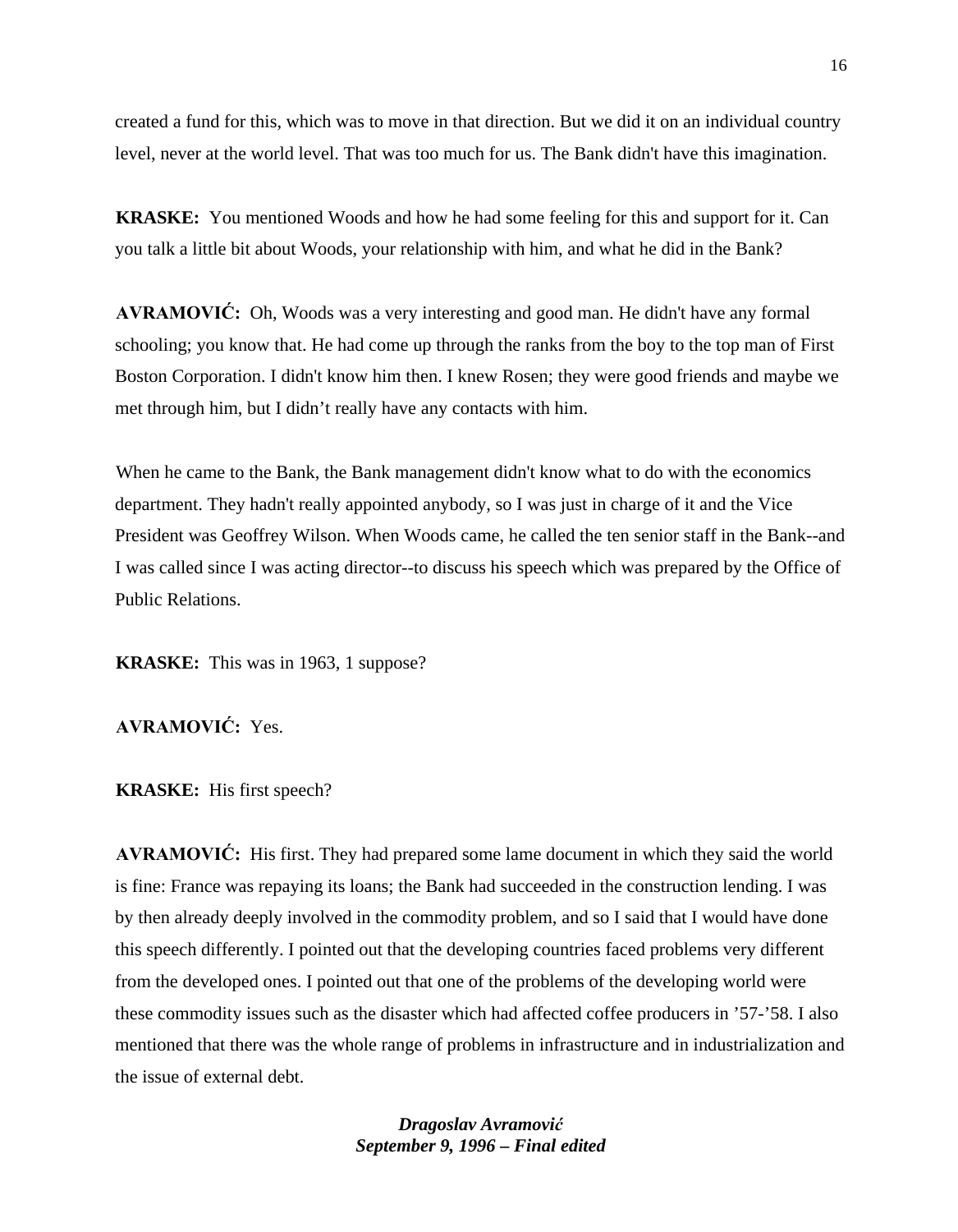created a fund for this, which was to move in that direction. But we did it on an individual country level, never at the world level. That was too much for us. The Bank didn't have this imagination.

**KRASKE:** You mentioned Woods and how he had some feeling for this and support for it. Can you talk a little bit about Woods, your relationship with him, and what he did in the Bank?

**AVRAMOVIĆ:** Oh, Woods was a very interesting and good man. He didn't have any formal schooling; you know that. He had come up through the ranks from the boy to the top man of First Boston Corporation. I didn't know him then. I knew Rosen; they were good friends and maybe we met through him, but I didn't really have any contacts with him.

When he came to the Bank, the Bank management didn't know what to do with the economics department. They hadn't really appointed anybody, so I was just in charge of it and the Vice President was Geoffrey Wilson. When Woods came, he called the ten senior staff in the Bank--and I was called since I was acting director--to discuss his speech which was prepared by the Office of Public Relations.

**KRASKE:** This was in 1963, 1 suppose?

**AVRAMOVIĆ:** Yes.

**KRASKE:** His first speech?

**AVRAMOVIĆ:** His first. They had prepared some lame document in which they said the world is fine: France was repaying its loans; the Bank had succeeded in the construction lending. I was by then already deeply involved in the commodity problem, and so I said that I would have done this speech differently. I pointed out that the developing countries faced problems very different from the developed ones. I pointed out that one of the problems of the developing world were these commodity issues such as the disaster which had affected coffee producers in '57-'58. I also mentioned that there was the whole range of problems in infrastructure and in industrialization and the issue of external debt.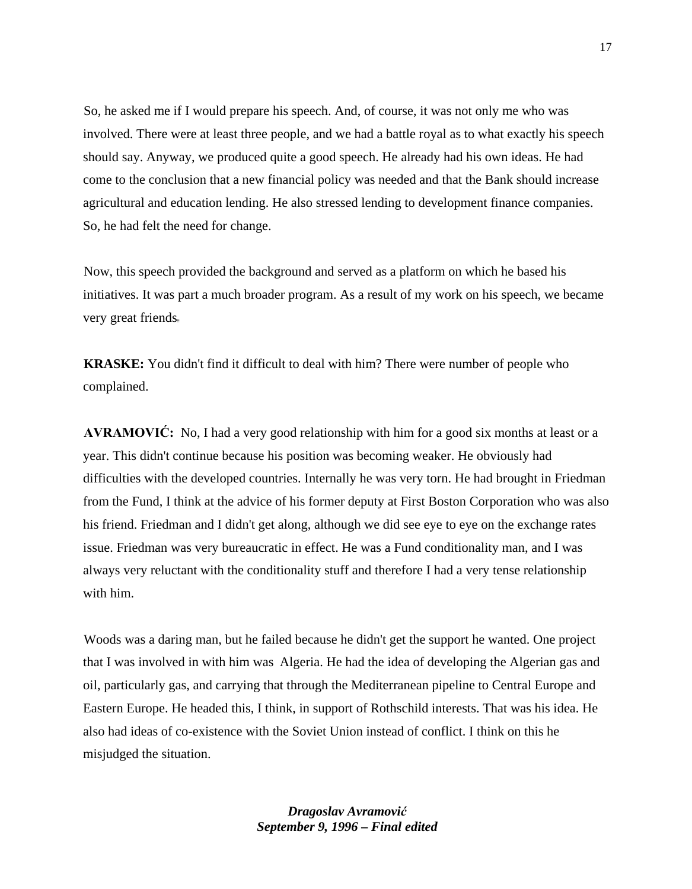So, he asked me if I would prepare his speech. And, of course, it was not only me who was involved. There were at least three people, and we had a battle royal as to what exactly his speech should say. Anyway, we produced quite a good speech. He already had his own ideas. He had come to the conclusion that a new financial policy was needed and that the Bank should increase agricultural and education lending. He also stressed lending to development finance companies. So, he had felt the need for change.

Now, this speech provided the background and served as a platform on which he based his initiatives. It was part a much broader program. As a result of my work on his speech, we became very great friends.

**KRASKE:** You didn't find it difficult to deal with him? There were number of people who complained.

**AVRAMOVIĆ:** No, I had a very good relationship with him for a good six months at least or a year. This didn't continue because his position was becoming weaker. He obviously had difficulties with the developed countries. Internally he was very torn. He had brought in Friedman from the Fund, I think at the advice of his former deputy at First Boston Corporation who was also his friend. Friedman and I didn't get along, although we did see eye to eye on the exchange rates issue. Friedman was very bureaucratic in effect. He was a Fund conditionality man, and I was always very reluctant with the conditionality stuff and therefore I had a very tense relationship with him.

Woods was a daring man, but he failed because he didn't get the support he wanted. One project that I was involved in with him was Algeria. He had the idea of developing the Algerian gas and oil, particularly gas, and carrying that through the Mediterranean pipeline to Central Europe and Eastern Europe. He headed this, I think, in support of Rothschild interests. That was his idea. He also had ideas of co-existence with the Soviet Union instead of conflict. I think on this he misjudged the situation.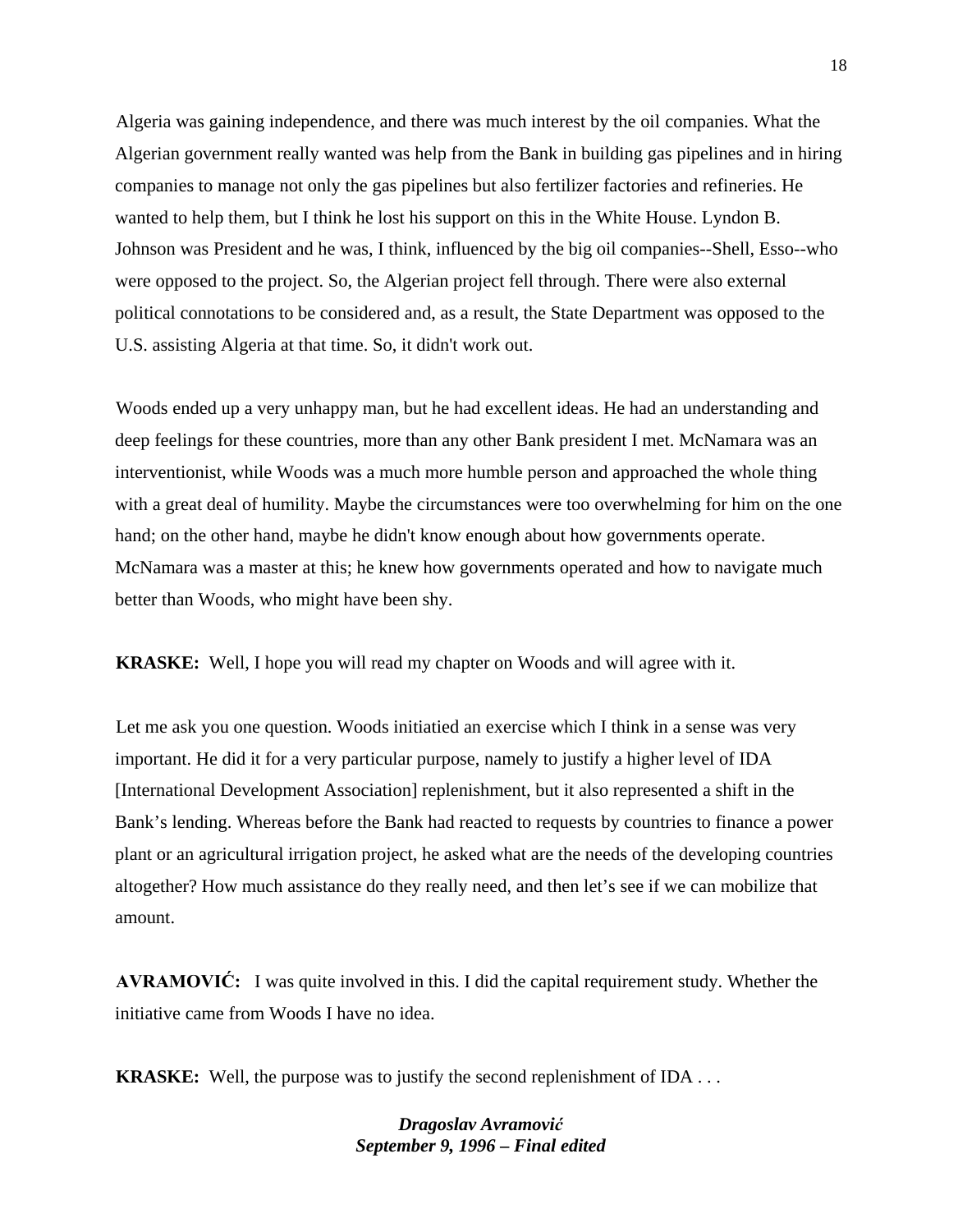Algeria was gaining independence, and there was much interest by the oil companies. What the Algerian government really wanted was help from the Bank in building gas pipelines and in hiring companies to manage not only the gas pipelines but also fertilizer factories and refineries. He wanted to help them, but I think he lost his support on this in the White House. Lyndon B. Johnson was President and he was, I think, influenced by the big oil companies--Shell, Esso--who were opposed to the project. So, the Algerian project fell through. There were also external political connotations to be considered and, as a result, the State Department was opposed to the U.S. assisting Algeria at that time. So, it didn't work out.

Woods ended up a very unhappy man, but he had excellent ideas. He had an understanding and deep feelings for these countries, more than any other Bank president I met. McNamara was an interventionist, while Woods was a much more humble person and approached the whole thing with a great deal of humility. Maybe the circumstances were too overwhelming for him on the one hand; on the other hand, maybe he didn't know enough about how governments operate. McNamara was a master at this; he knew how governments operated and how to navigate much better than Woods, who might have been shy.

**KRASKE:** Well, I hope you will read my chapter on Woods and will agree with it.

Let me ask you one question. Woods initiatied an exercise which I think in a sense was very important. He did it for a very particular purpose, namely to justify a higher level of IDA [International Development Association] replenishment, but it also represented a shift in the Bank's lending. Whereas before the Bank had reacted to requests by countries to finance a power plant or an agricultural irrigation project, he asked what are the needs of the developing countries altogether? How much assistance do they really need, and then let's see if we can mobilize that amount.

**AVRAMOVIĆ:** I was quite involved in this. I did the capital requirement study. Whether the initiative came from Woods I have no idea.

**KRASKE:** Well, the purpose was to justify the second replenishment of IDA . . .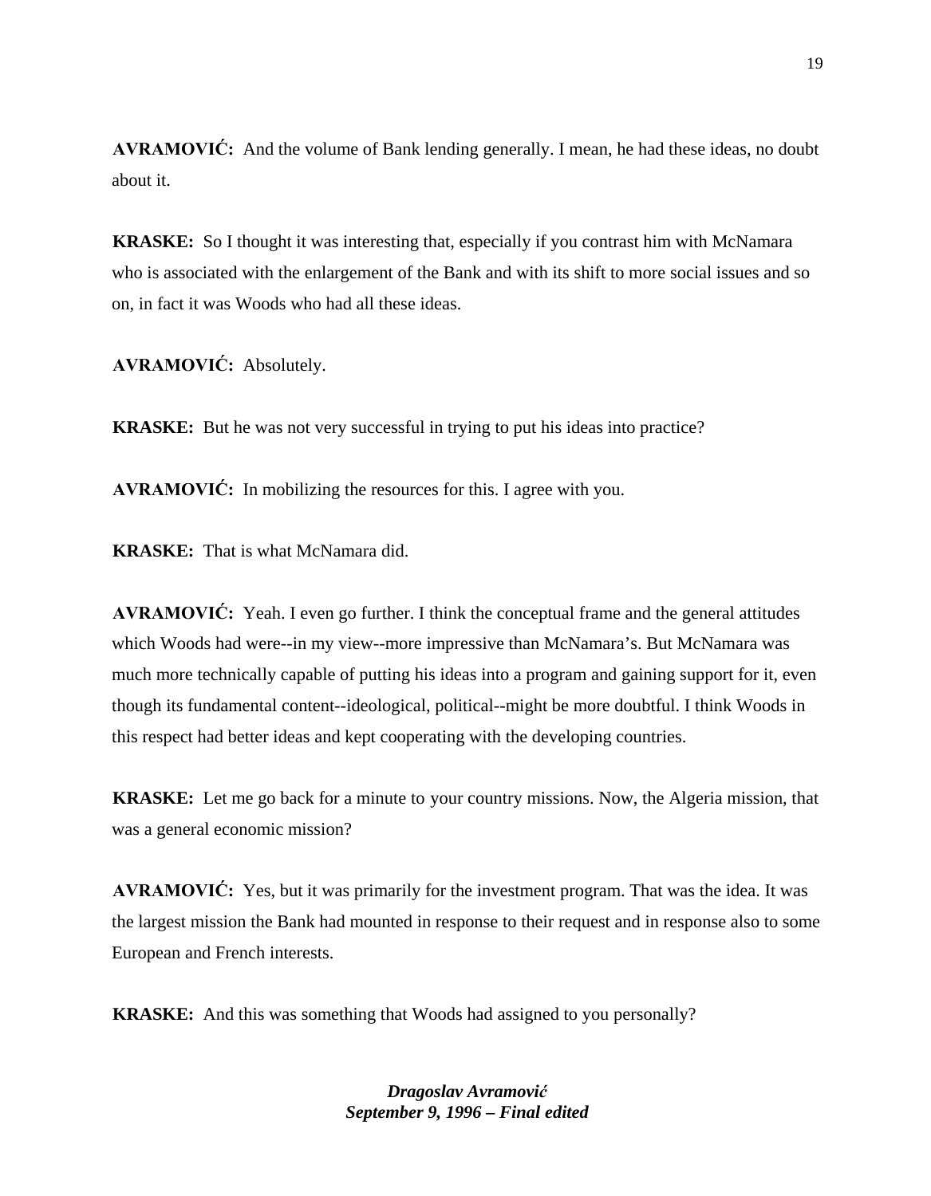**AVRAMOVIĆ:** And the volume of Bank lending generally. I mean, he had these ideas, no doubt about it.

**KRASKE:** So I thought it was interesting that, especially if you contrast him with McNamara who is associated with the enlargement of the Bank and with its shift to more social issues and so on, in fact it was Woods who had all these ideas.

**AVRAMOVIĆ:** Absolutely.

**KRASKE:** But he was not very successful in trying to put his ideas into practice?

**AVRAMOVIĆ:** In mobilizing the resources for this. I agree with you.

**KRASKE:** That is what McNamara did.

**AVRAMOVIĆ:** Yeah. I even go further. I think the conceptual frame and the general attitudes which Woods had were--in my view--more impressive than McNamara's. But McNamara was much more technically capable of putting his ideas into a program and gaining support for it, even though its fundamental content--ideological, political--might be more doubtful. I think Woods in this respect had better ideas and kept cooperating with the developing countries.

**KRASKE:** Let me go back for a minute to your country missions. Now, the Algeria mission, that was a general economic mission?

**AVRAMOVIĆ:** Yes, but it was primarily for the investment program. That was the idea. It was the largest mission the Bank had mounted in response to their request and in response also to some European and French interests.

**KRASKE:** And this was something that Woods had assigned to you personally?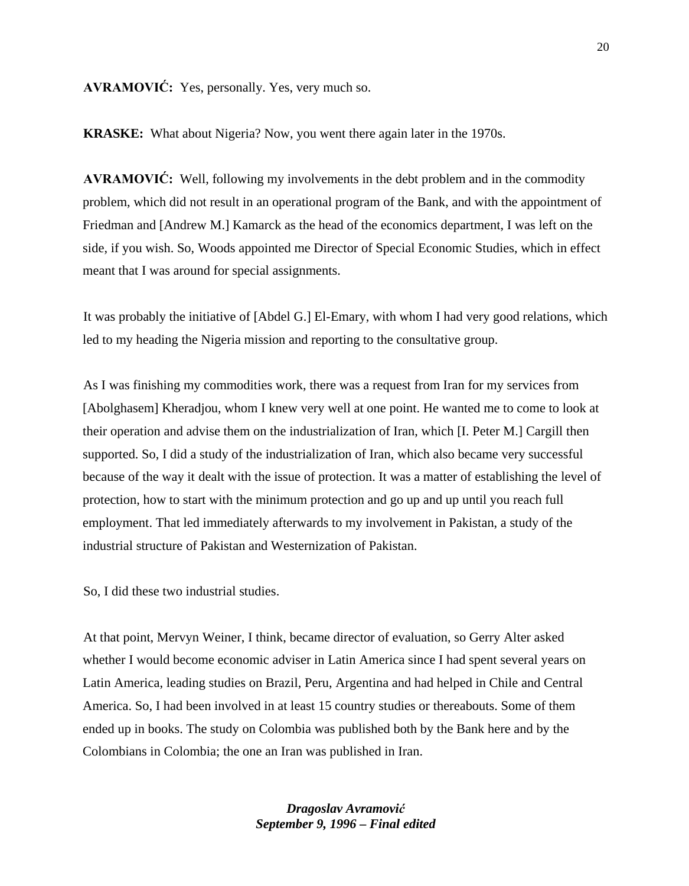**AVRAMOVIĆ:** Yes, personally. Yes, very much so.

**KRASKE:** What about Nigeria? Now, you went there again later in the 1970s.

**AVRAMOVIĆ:** Well, following my involvements in the debt problem and in the commodity problem, which did not result in an operational program of the Bank, and with the appointment of Friedman and [Andrew M.] Kamarck as the head of the economics department, I was left on the side, if you wish. So, Woods appointed me Director of Special Economic Studies, which in effect meant that I was around for special assignments.

It was probably the initiative of [Abdel G.] El-Emary, with whom I had very good relations, which led to my heading the Nigeria mission and reporting to the consultative group.

As I was finishing my commodities work, there was a request from Iran for my services from [Abolghasem] Kheradjou, whom I knew very well at one point. He wanted me to come to look at their operation and advise them on the industrialization of Iran, which [I. Peter M.] Cargill then supported. So, I did a study of the industrialization of Iran, which also became very successful because of the way it dealt with the issue of protection. It was a matter of establishing the level of protection, how to start with the minimum protection and go up and up until you reach full employment. That led immediately afterwards to my involvement in Pakistan, a study of the industrial structure of Pakistan and Westernization of Pakistan.

So, I did these two industrial studies.

At that point, Mervyn Weiner, I think, became director of evaluation, so Gerry Alter asked whether I would become economic adviser in Latin America since I had spent several years on Latin America, leading studies on Brazil, Peru, Argentina and had helped in Chile and Central America. So, I had been involved in at least 15 country studies or thereabouts. Some of them ended up in books. The study on Colombia was published both by the Bank here and by the Colombians in Colombia; the one an Iran was published in Iran.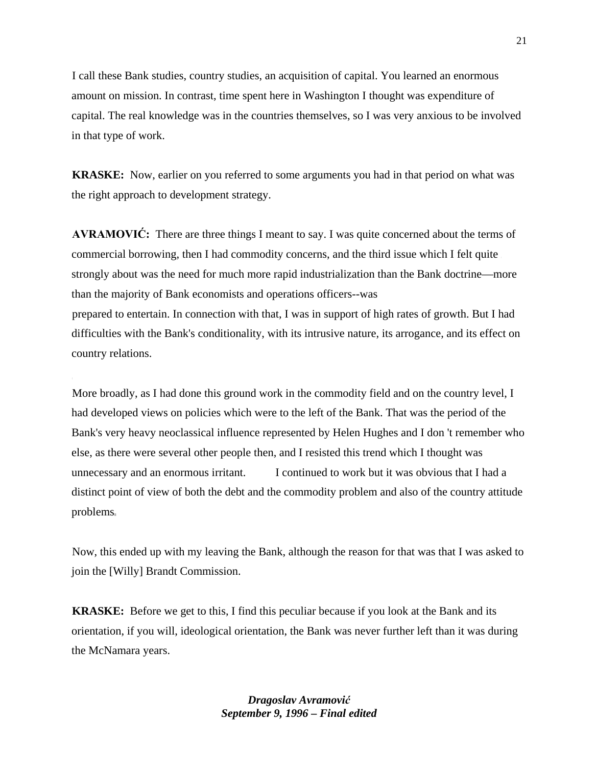I call these Bank studies, country studies, an acquisition of capital. You learned an enormous amount on mission. In contrast, time spent here in Washington I thought was expenditure of capital. The real knowledge was in the countries themselves, so I was very anxious to be involved in that type of work.

**KRASKE:** Now, earlier on you referred to some arguments you had in that period on what was the right approach to development strategy.

**AVRAMOVIĆ:** There are three things I meant to say. I was quite concerned about the terms of commercial borrowing, then I had commodity concerns, and the third issue which I felt quite strongly about was the need for much more rapid industrialization than the Bank doctrine—more than the majority of Bank economists and operations officers--was prepared to entertain. In connection with that, I was in support of high rates of growth. But I had difficulties with the Bank's conditionality, with its intrusive nature, its arrogance, and its effect on country relations.

More broadly, as I had done this ground work in the commodity field and on the country level, I had developed views on policies which were to the left of the Bank. That was the period of the Bank's very heavy neoclassical influence represented by Helen Hughes and I don 't remember who else, as there were several other people then, and I resisted this trend which I thought was unnecessary and an enormous irritant. I continued to work but it was obvious that I had a distinct point of view of both the debt and the commodity problem and also of the country attitude problems.

Now, this ended up with my leaving the Bank, although the reason for that was that I was asked to join the [Willy] Brandt Commission.

**KRASKE:** Before we get to this, I find this peculiar because if you look at the Bank and its orientation, if you will, ideological orientation, the Bank was never further left than it was during the McNamara years.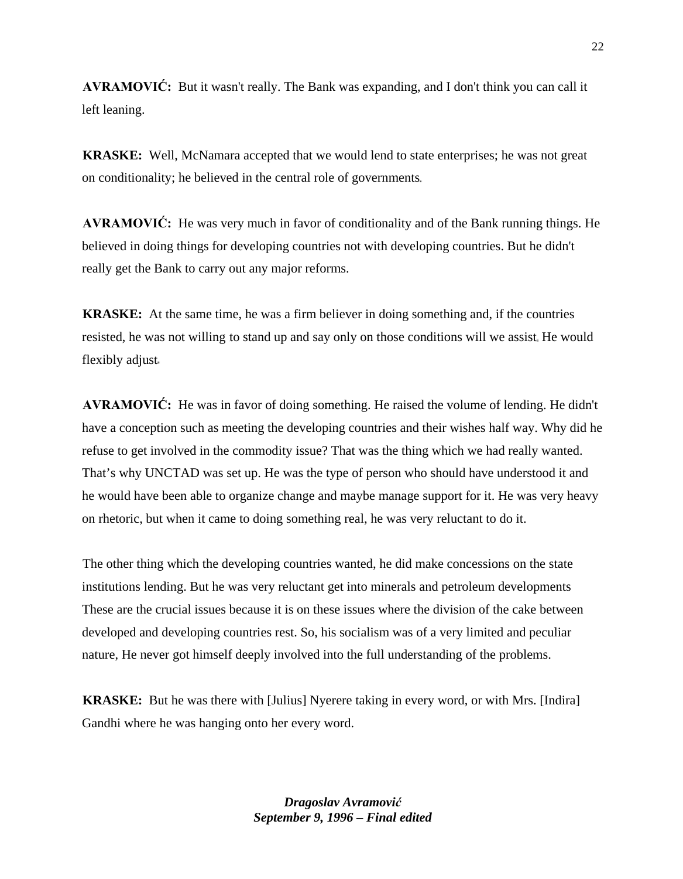**AVRAMOVIĆ:** But it wasn't really. The Bank was expanding, and I don't think you can call it left leaning.

**KRASKE:** Well, McNamara accepted that we would lend to state enterprises; he was not great on conditionality; he believed in the central role of governments.

**AVRAMOVIĆ:** He was very much in favor of conditionality and of the Bank running things. He believed in doing things for developing countries not with developing countries. But he didn't really get the Bank to carry out any major reforms.

**KRASKE:** At the same time, he was a firm believer in doing something and, if the countries resisted, he was not willing to stand up and say only on those conditions will we assist. He would flexibly adjust.

**AVRAMOVIĆ:** He was in favor of doing something. He raised the volume of lending. He didn't have a conception such as meeting the developing countries and their wishes half way. Why did he refuse to get involved in the commodity issue? That was the thing which we had really wanted. That's why UNCTAD was set up. He was the type of person who should have understood it and he would have been able to organize change and maybe manage support for it. He was very heavy on rhetoric, but when it came to doing something real, he was very reluctant to do it.

The other thing which the developing countries wanted, he did make concessions on the state institutions lending. But he was very reluctant get into minerals and petroleum developments These are the crucial issues because it is on these issues where the division of the cake between developed and developing countries rest. So, his socialism was of a very limited and peculiar nature, He never got himself deeply involved into the full understanding of the problems.

**KRASKE:** But he was there with [Julius] Nyerere taking in every word, or with Mrs. [Indira] Gandhi where he was hanging onto her every word.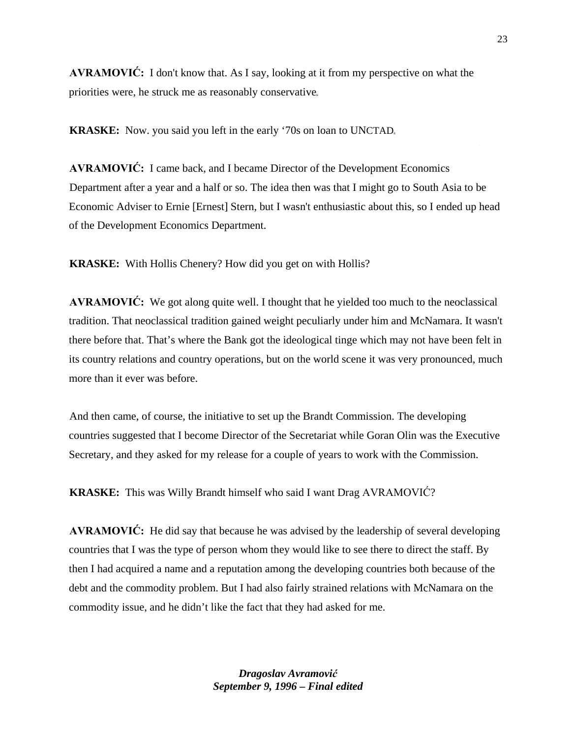**AVRAMOVIĆ:** I don't know that. As I say, looking at it from my perspective on what the priorities were, he struck me as reasonably conservative.

**KRASKE:** Now. you said you left in the early '70s on loan to UNCTAD.

**AVRAMOVIĆ:** I came back, and I became Director of the Development Economics Department after a year and a half or so. The idea then was that I might go to South Asia to be Economic Adviser to Ernie [Ernest] Stern, but I wasn't enthusiastic about this, so I ended up head of the Development Economics Department.

**KRASKE:** With Hollis Chenery? How did you get on with Hollis?

**AVRAMOVIĆ:** We got along quite well. I thought that he yielded too much to the neoclassical tradition. That neoclassical tradition gained weight peculiarly under him and McNamara. It wasn't there before that. That's where the Bank got the ideological tinge which may not have been felt in its country relations and country operations, but on the world scene it was very pronounced, much more than it ever was before.

And then came, of course, the initiative to set up the Brandt Commission. The developing countries suggested that I become Director of the Secretariat while Goran Olin was the Executive Secretary, and they asked for my release for a couple of years to work with the Commission.

**KRASKE:** This was Willy Brandt himself who said I want Drag AVRAMOVIĆ?

**AVRAMOVIĆ:** He did say that because he was advised by the leadership of several developing countries that I was the type of person whom they would like to see there to direct the staff. By then I had acquired a name and a reputation among the developing countries both because of the debt and the commodity problem. But I had also fairly strained relations with McNamara on the commodity issue, and he didn't like the fact that they had asked for me.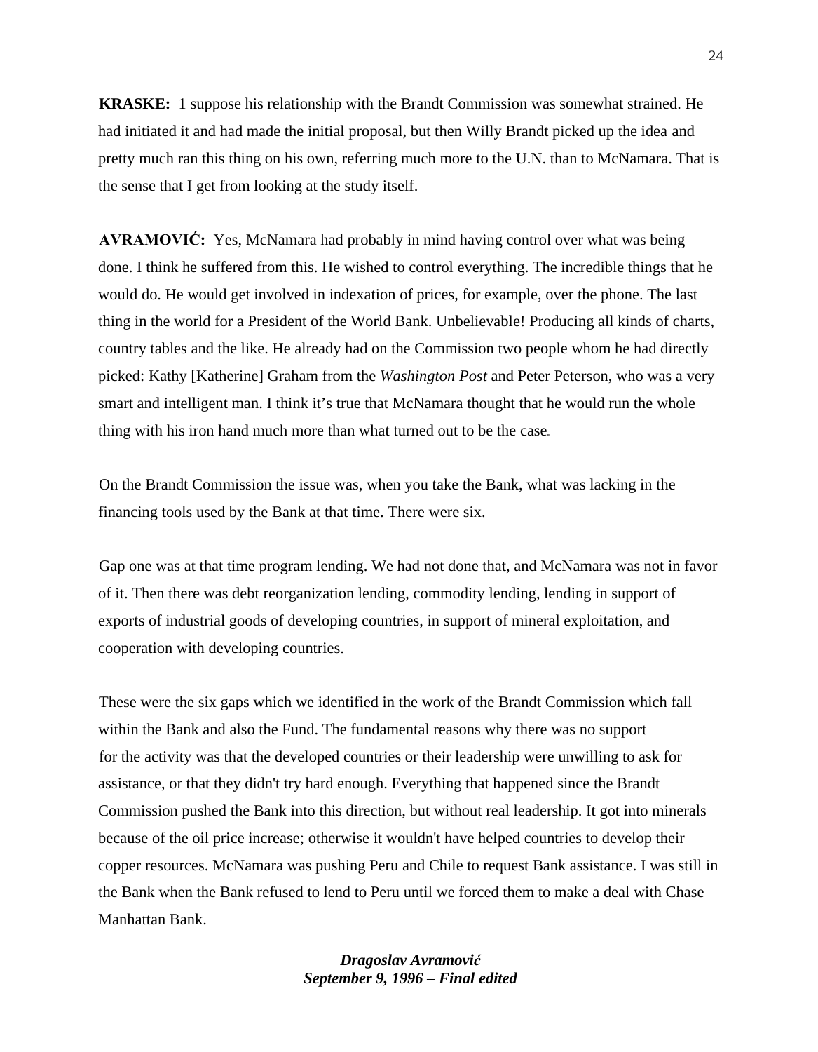**KRASKE:** 1 suppose his relationship with the Brandt Commission was somewhat strained. He had initiated it and had made the initial proposal, but then Willy Brandt picked up the idea and pretty much ran this thing on his own, referring much more to the U.N. than to McNamara. That is the sense that I get from looking at the study itself.

**AVRAMOVIĆ:** Yes, McNamara had probably in mind having control over what was being done. I think he suffered from this. He wished to control everything. The incredible things that he would do. He would get involved in indexation of prices, for example, over the phone. The last thing in the world for a President of the World Bank. Unbelievable! Producing all kinds of charts, country tables and the like. He already had on the Commission two people whom he had directly picked: Kathy [Katherine] Graham from the *Washington Post* and Peter Peterson, who was a very smart and intelligent man. I think it's true that McNamara thought that he would run the whole thing with his iron hand much more than what turned out to be the case.

On the Brandt Commission the issue was, when you take the Bank, what was lacking in the financing tools used by the Bank at that time. There were six.

Gap one was at that time program lending. We had not done that, and McNamara was not in favor of it. Then there was debt reorganization lending, commodity lending, lending in support of exports of industrial goods of developing countries, in support of mineral exploitation, and cooperation with developing countries.

These were the six gaps which we identified in the work of the Brandt Commission which fall within the Bank and also the Fund. The fundamental reasons why there was no support for the activity was that the developed countries or their leadership were unwilling to ask for assistance, or that they didn't try hard enough. Everything that happened since the Brandt Commission pushed the Bank into this direction, but without real leadership. It got into minerals because of the oil price increase; otherwise it wouldn't have helped countries to develop their copper resources. McNamara was pushing Peru and Chile to request Bank assistance. I was still in the Bank when the Bank refused to lend to Peru until we forced them to make a deal with Chase Manhattan Bank.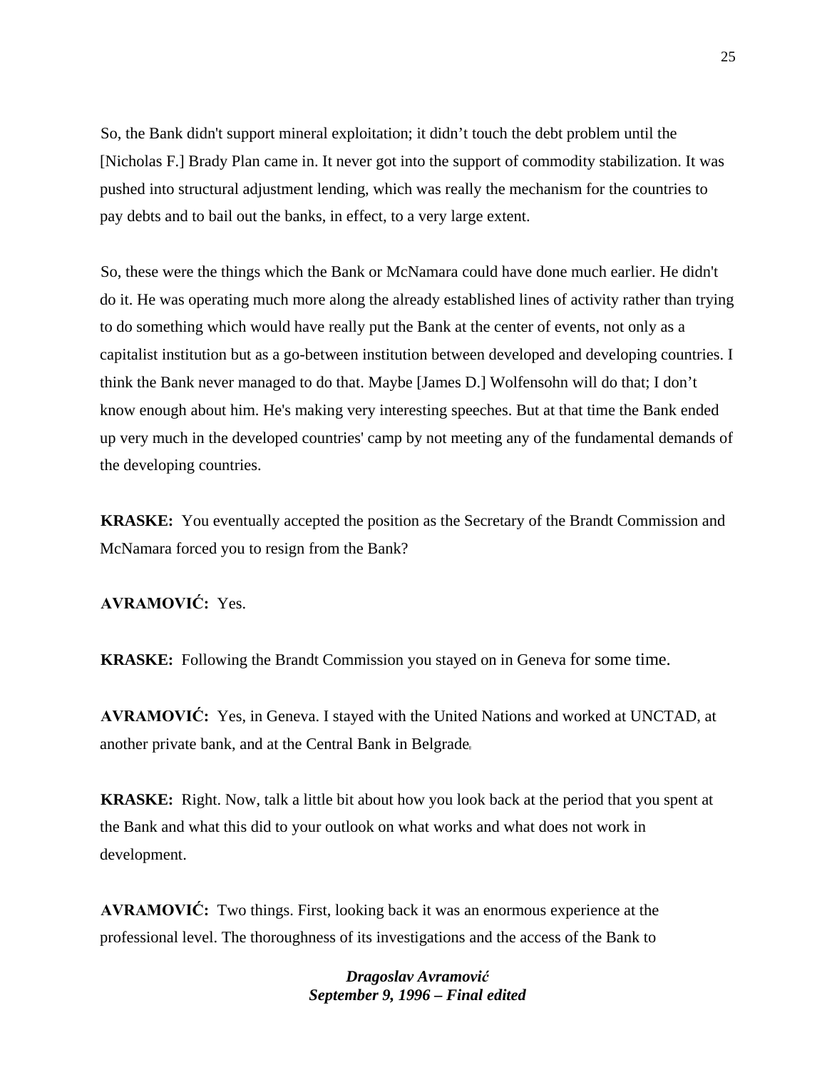So, the Bank didn't support mineral exploitation; it didn't touch the debt problem until the [Nicholas F.] Brady Plan came in. It never got into the support of commodity stabilization. It was pushed into structural adjustment lending, which was really the mechanism for the countries to pay debts and to bail out the banks, in effect, to a very large extent.

So, these were the things which the Bank or McNamara could have done much earlier. He didn't do it. He was operating much more along the already established lines of activity rather than trying to do something which would have really put the Bank at the center of events, not only as a capitalist institution but as a go-between institution between developed and developing countries. I think the Bank never managed to do that. Maybe [James D.] Wolfensohn will do that; I don't know enough about him. He's making very interesting speeches. But at that time the Bank ended up very much in the developed countries' camp by not meeting any of the fundamental demands of the developing countries.

**KRASKE:** You eventually accepted the position as the Secretary of the Brandt Commission and McNamara forced you to resign from the Bank?

**AVRAMOVIĆ:** Yes.

**KRASKE:** Following the Brandt Commission you stayed on in Geneva for some time.

**AVRAMOVIĆ:** Yes, in Geneva. I stayed with the United Nations and worked at UNCTAD, at another private bank, and at the Central Bank in Belgrade.

**KRASKE:** Right. Now, talk a little bit about how you look back at the period that you spent at the Bank and what this did to your outlook on what works and what does not work in development.

**AVRAMOVIĆ:** Two things. First, looking back it was an enormous experience at the professional level. The thoroughness of its investigations and the access of the Bank to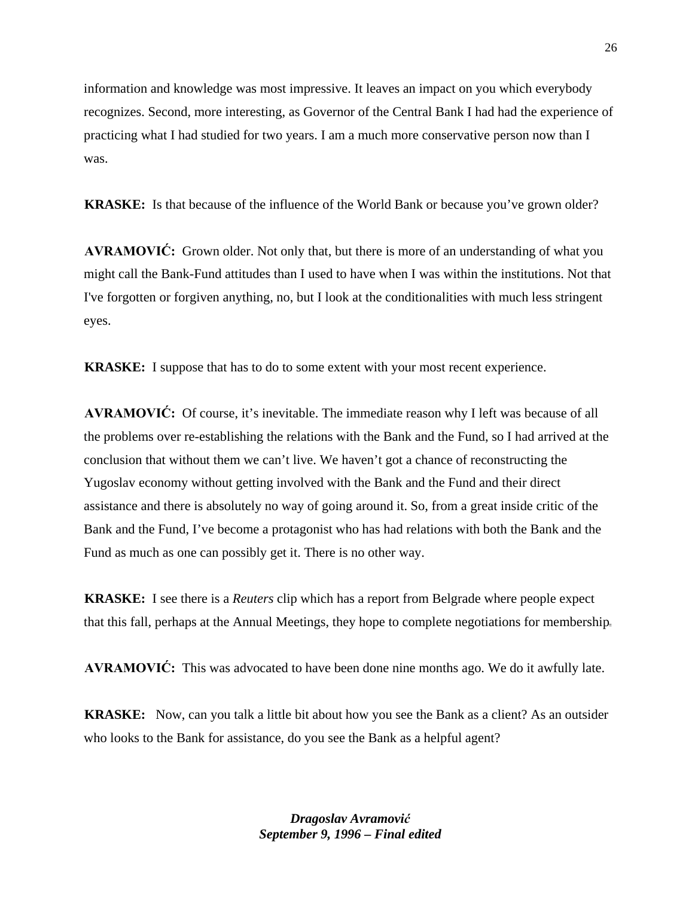information and knowledge was most impressive. It leaves an impact on you which everybody recognizes. Second, more interesting, as Governor of the Central Bank I had had the experience of practicing what I had studied for two years. I am a much more conservative person now than I was.

**KRASKE:** Is that because of the influence of the World Bank or because you've grown older?

**AVRAMOVIĆ:** Grown older. Not only that, but there is more of an understanding of what you might call the Bank-Fund attitudes than I used to have when I was within the institutions. Not that I've forgotten or forgiven anything, no, but I look at the conditionalities with much less stringent eyes.

**KRASKE:** I suppose that has to do to some extent with your most recent experience.

**AVRAMOVIĆ:** Of course, it's inevitable. The immediate reason why I left was because of all the problems over re-establishing the relations with the Bank and the Fund, so I had arrived at the conclusion that without them we can't live. We haven't got a chance of reconstructing the Yugoslav economy without getting involved with the Bank and the Fund and their direct assistance and there is absolutely no way of going around it. So, from a great inside critic of the Bank and the Fund, I've become a protagonist who has had relations with both the Bank and the Fund as much as one can possibly get it. There is no other way.

**KRASKE:** I see there is a *Reuters* clip which has a report from Belgrade where people expect that this fall, perhaps at the Annual Meetings, they hope to complete negotiations for membership.

**AVRAMOVIĆ:** This was advocated to have been done nine months ago. We do it awfully late.

**KRASKE:** Now, can you talk a little bit about how you see the Bank as a client? As an outsider who looks to the Bank for assistance, do you see the Bank as a helpful agent?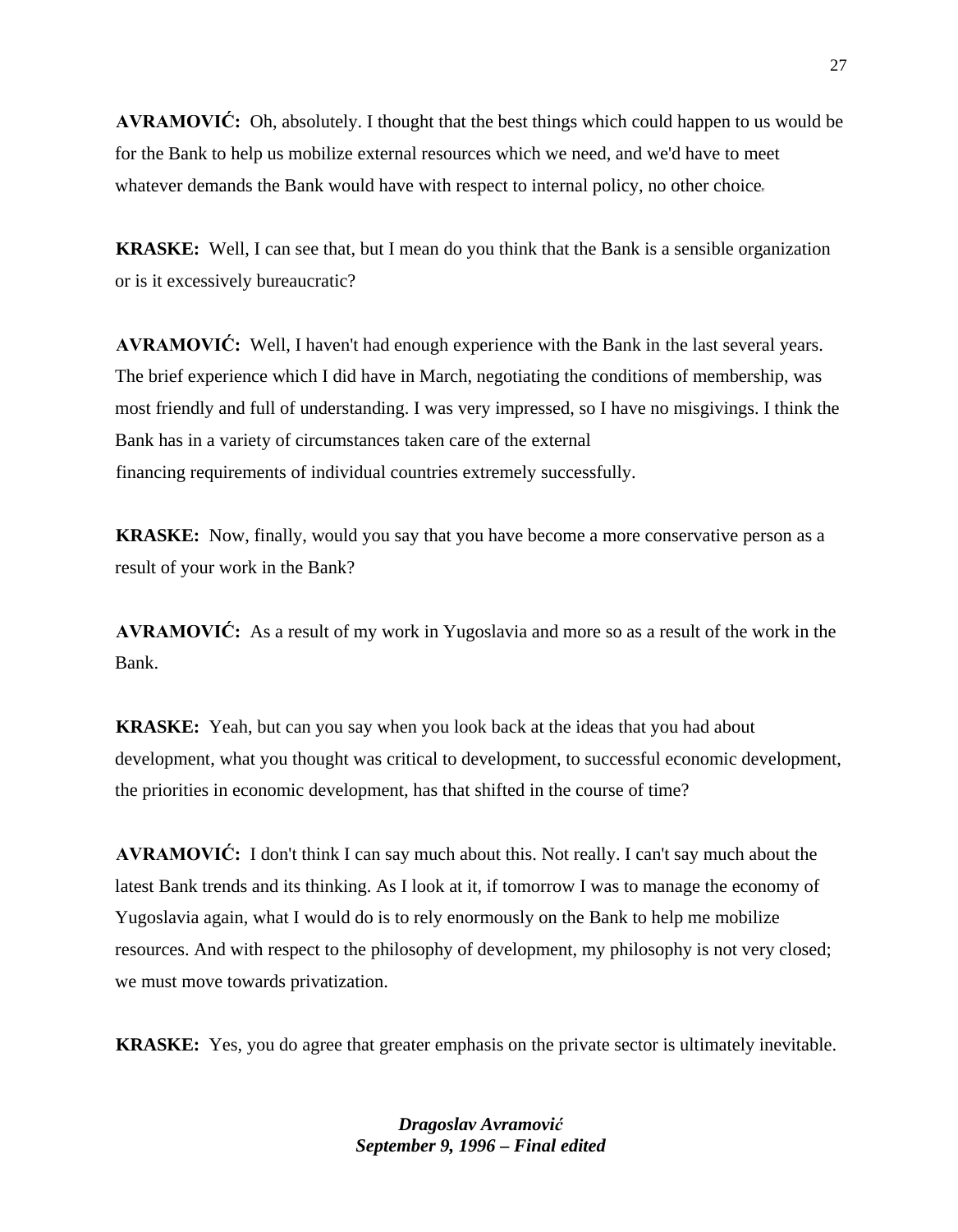**AVRAMOVIĆ:** Oh, absolutely. I thought that the best things which could happen to us would be for the Bank to help us mobilize external resources which we need, and we'd have to meet whatever demands the Bank would have with respect to internal policy, no other choice.

**KRASKE:** Well, I can see that, but I mean do you think that the Bank is a sensible organization or is it excessively bureaucratic?

**AVRAMOVIĆ:** Well, I haven't had enough experience with the Bank in the last several years. The brief experience which I did have in March, negotiating the conditions of membership, was most friendly and full of understanding. I was very impressed, so I have no misgivings. I think the Bank has in a variety of circumstances taken care of the external financing requirements of individual countries extremely successfully.

**KRASKE:** Now, finally, would you say that you have become a more conservative person as a result of your work in the Bank?

**AVRAMOVIĆ:** As a result of my work in Yugoslavia and more so as a result of the work in the Bank.

**KRASKE:** Yeah, but can you say when you look back at the ideas that you had about development, what you thought was critical to development, to successful economic development, the priorities in economic development, has that shifted in the course of time?

**AVRAMOVIĆ:** I don't think I can say much about this. Not really. I can't say much about the latest Bank trends and its thinking. As I look at it, if tomorrow I was to manage the economy of Yugoslavia again, what I would do is to rely enormously on the Bank to help me mobilize resources. And with respect to the philosophy of development, my philosophy is not very closed; we must move towards privatization.

**KRASKE:** Yes, you do agree that greater emphasis on the private sector is ultimately inevitable.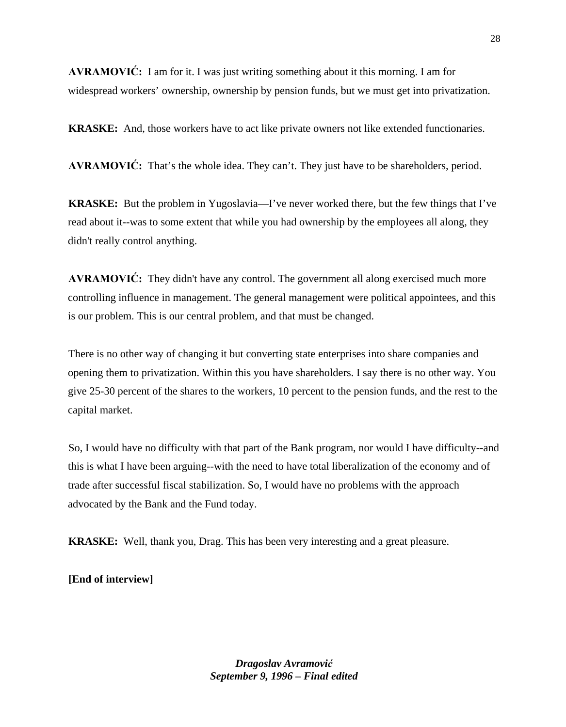**AVRAMOVIĆ:** I am for it. I was just writing something about it this morning. I am for widespread workers' ownership, ownership by pension funds, but we must get into privatization.

**KRASKE:** And, those workers have to act like private owners not like extended functionaries.

**AVRAMOVIĆ:** That's the whole idea. They can't. They just have to be shareholders, period.

**KRASKE:** But the problem in Yugoslavia—I've never worked there, but the few things that I've read about it--was to some extent that while you had ownership by the employees all along, they didn't really control anything.

**AVRAMOVIĆ:** They didn't have any control. The government all along exercised much more controlling influence in management. The general management were political appointees, and this is our problem. This is our central problem, and that must be changed.

There is no other way of changing it but converting state enterprises into share companies and opening them to privatization. Within this you have shareholders. I say there is no other way. You give 25-30 percent of the shares to the workers, 10 percent to the pension funds, and the rest to the capital market.

So, I would have no difficulty with that part of the Bank program, nor would I have difficulty--and this is what I have been arguing--with the need to have total liberalization of the economy and of trade after successful fiscal stabilization. So, I would have no problems with the approach advocated by the Bank and the Fund today.

**KRASKE:** Well, thank you, Drag. This has been very interesting and a great pleasure.

**[End of interview]**

***Dragoslav Avramović***
***September 9, 1996 – Final edited***